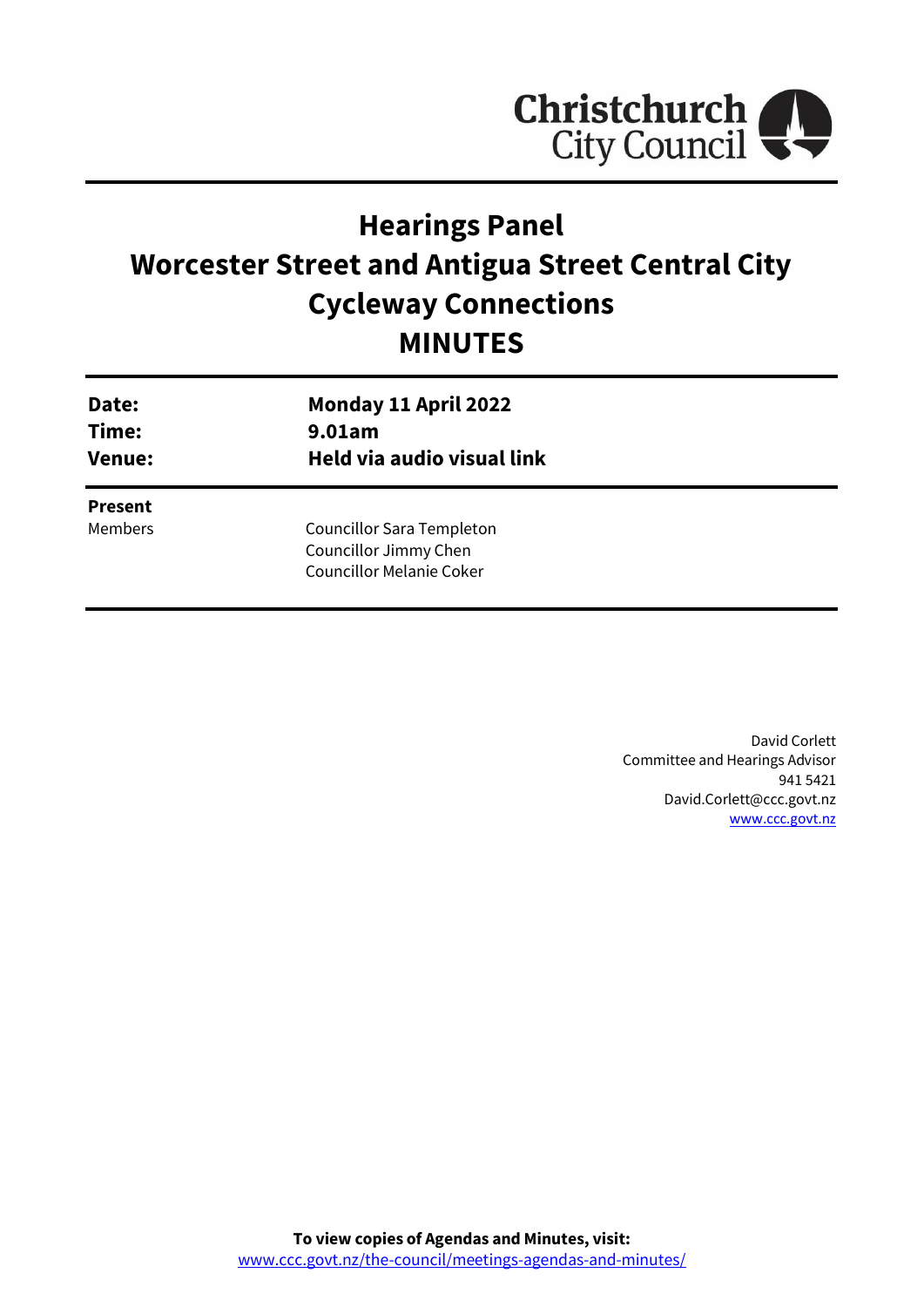Christchurch City Council

# Hearings Panel
# Worcester Street and Antigua Street Central City Cycleway Connections
# MINUTES

| | |
|---|---|
| **Date:** | **Monday 11 April 2022** |
| **Time:** | **9.01am** |
| **Venue:** | **Held via audio visual link** |

**Present**

Members

Councillor Sara Templeton
Councillor Jimmy Chen
Councillor Melanie Coker

David Corlett
Committee and Hearings Advisor
941 5421
David.Corlett@ccc.govt.nz
www.ccc.govt.nz

**To view copies of Agendas and Minutes, visit:**
www.ccc.govt.nz/the-council/meetings-agendas-and-minutes/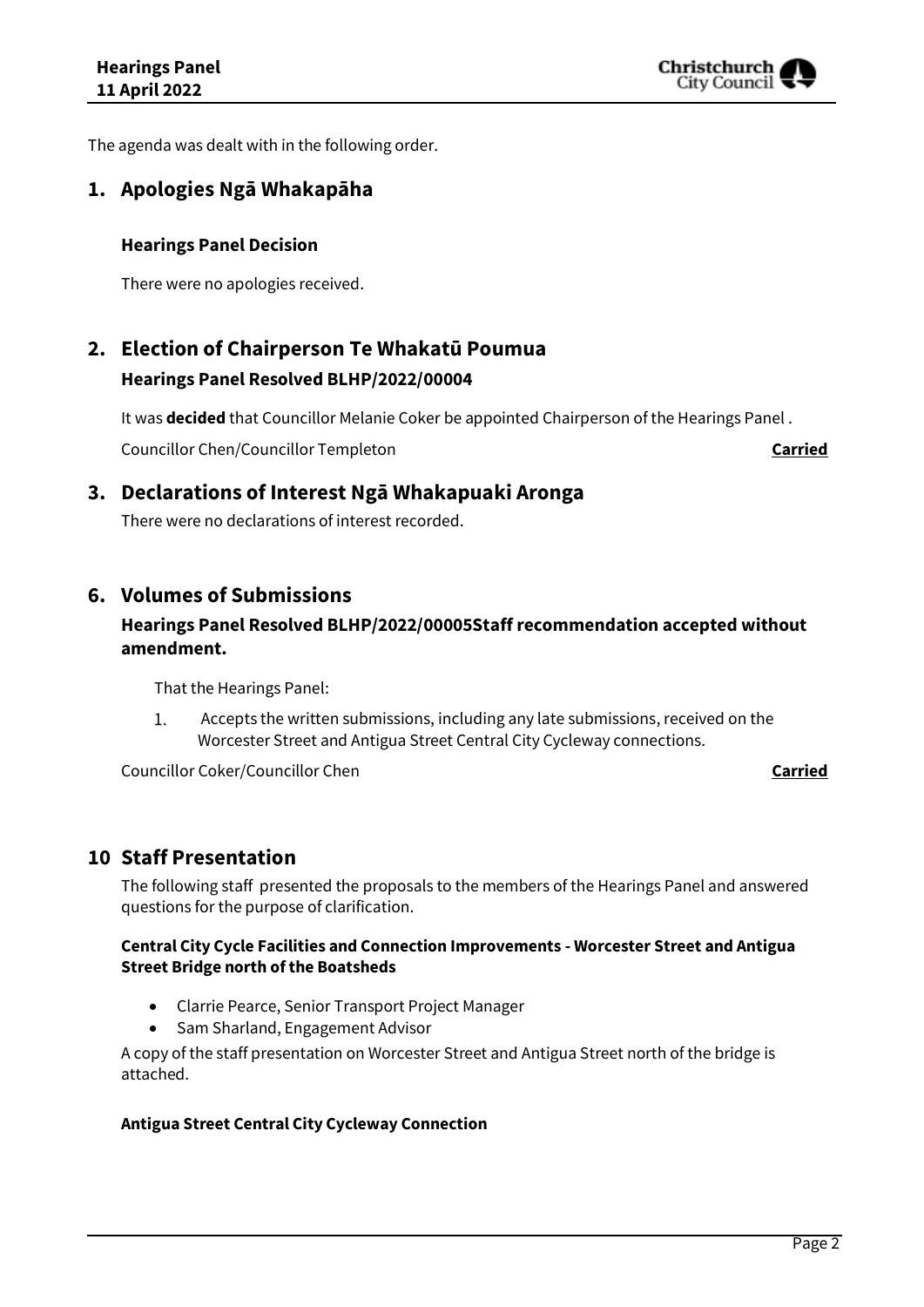The agenda was dealt with in the following order.

## 1. Apologies Ngā Whakapāha

**Hearings Panel Decision**

There were no apologies received.

## 2. Election of Chairperson Te Whakatū Poumua

**Hearings Panel Resolved BLHP/2022/00004**

It was **decided** that Councillor Melanie Coker be appointed Chairperson of the Hearings Panel .

Councillor Chen/Councillor Templeton **Carried**

## 3. Declarations of Interest Ngā Whakapuaki Aronga

There were no declarations of interest recorded.

## 6. Volumes of Submissions

**Hearings Panel Resolved BLHP/2022/00005Staff recommendation accepted without amendment.**

That the Hearings Panel:

1. Accepts the written submissions, including any late submissions, received on the Worcester Street and Antigua Street Central City Cycleway connections.

Councillor Coker/Councillor Chen **Carried**

## 10 Staff Presentation

The following staff presented the proposals to the members of the Hearings Panel and answered questions for the purpose of clarification.

**Central City Cycle Facilities and Connection Improvements - Worcester Street and Antigua Street Bridge north of the Boatsheds**

- Clarrie Pearce, Senior Transport Project Manager
- Sam Sharland, Engagement Advisor

A copy of the staff presentation on Worcester Street and Antigua Street north of the bridge is attached.

**Antigua Street Central City Cycleway Connection**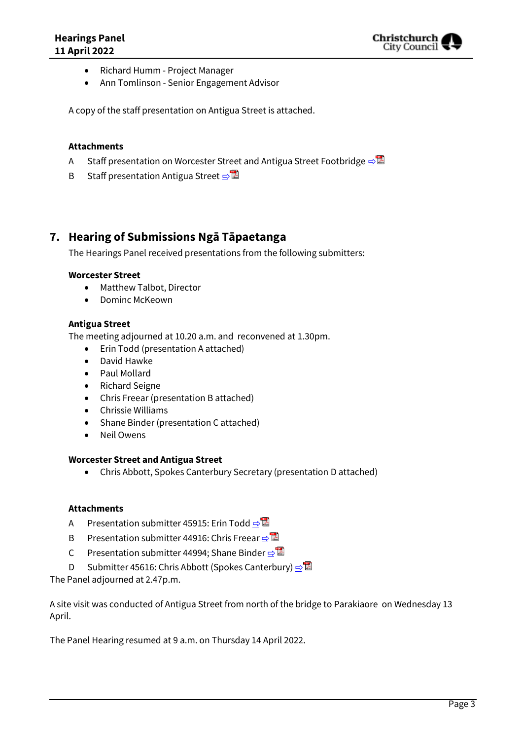- Richard Humm - Project Manager
- Ann Tomlinson - Senior Engagement Advisor

A copy of the staff presentation on Antigua Street is attached.

**Attachments**

A Staff presentation on Worcester Street and Antigua Street Footbridge ⇨

B Staff presentation Antigua Street ⇨

## 7. Hearing of Submissions Ngā Tāpaetanga

The Hearings Panel received presentations from the following submitters:

**Worcester Street**

- Matthew Talbot, Director
- Dominc McKeown

**Antigua Street**

The meeting adjourned at 10.20 a.m. and reconvened at 1.30pm.

- Erin Todd (presentation A attached)
- David Hawke
- Paul Mollard
- Richard Seigne
- Chris Freear (presentation B attached)
- Chrissie Williams
- Shane Binder (presentation C attached)
- Neil Owens

**Worcester Street and Antigua Street**

- Chris Abbott, Spokes Canterbury Secretary (presentation D attached)

**Attachments**

A Presentation submitter 45915: Erin Todd ⇨

B Presentation submitter 44916: Chris Freear ⇨

C Presentation submitter 44994; Shane Binder ⇨

D Submitter 45616: Chris Abbott (Spokes Canterbury) ⇨

The Panel adjourned at 2.47p.m.

A site visit was conducted of Antigua Street from north of the bridge to Parakiaore on Wednesday 13 April.

The Panel Hearing resumed at 9 a.m. on Thursday 14 April 2022.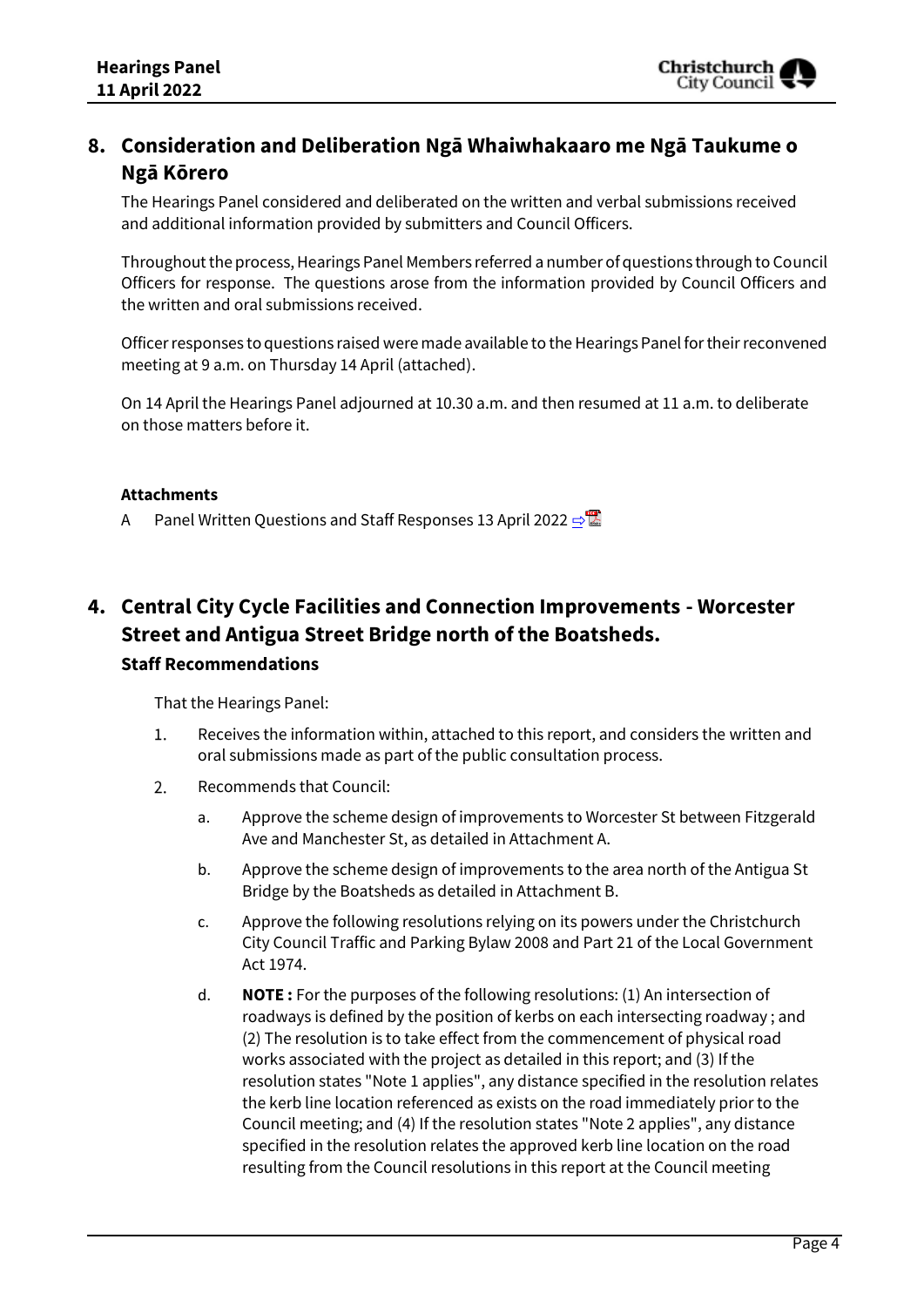## 8. Consideration and Deliberation Ngā Whaiwhakaaro me Ngā Taukume o Ngā Kōrero

The Hearings Panel considered and deliberated on the written and verbal submissions received and additional information provided by submitters and Council Officers.

Throughout the process, Hearings Panel Members referred a number of questions through to Council Officers for response. The questions arose from the information provided by Council Officers and the written and oral submissions received.

Officer responses to questions raised were made available to the Hearings Panel for their reconvened meeting at 9 a.m. on Thursday 14 April (attached).

On 14 April the Hearings Panel adjourned at 10.30 a.m. and then resumed at 11 a.m. to deliberate on those matters before it.

**Attachments**

A Panel Written Questions and Staff Responses 13 April 2022 ⇨

## 4. Central City Cycle Facilities and Connection Improvements - Worcester Street and Antigua Street Bridge north of the Boatsheds.

### Staff Recommendations

That the Hearings Panel:

1. Receives the information within, attached to this report, and considers the written and oral submissions made as part of the public consultation process.
2. Recommends that Council:
   a. Approve the scheme design of improvements to Worcester St between Fitzgerald Ave and Manchester St, as detailed in Attachment A.
   b. Approve the scheme design of improvements to the area north of the Antigua St Bridge by the Boatsheds as detailed in Attachment B.
   c. Approve the following resolutions relying on its powers under the Christchurch City Council Traffic and Parking Bylaw 2008 and Part 21 of the Local Government Act 1974.
   d. **NOTE :** For the purposes of the following resolutions: (1) An intersection of roadways is defined by the position of kerbs on each intersecting roadway ; and (2) The resolution is to take effect from the commencement of physical road works associated with the project as detailed in this report; and (3) If the resolution states "Note 1 applies", any distance specified in the resolution relates the kerb line location referenced as exists on the road immediately prior to the Council meeting; and (4) If the resolution states "Note 2 applies", any distance specified in the resolution relates the approved kerb line location on the road resulting from the Council resolutions in this report at the Council meeting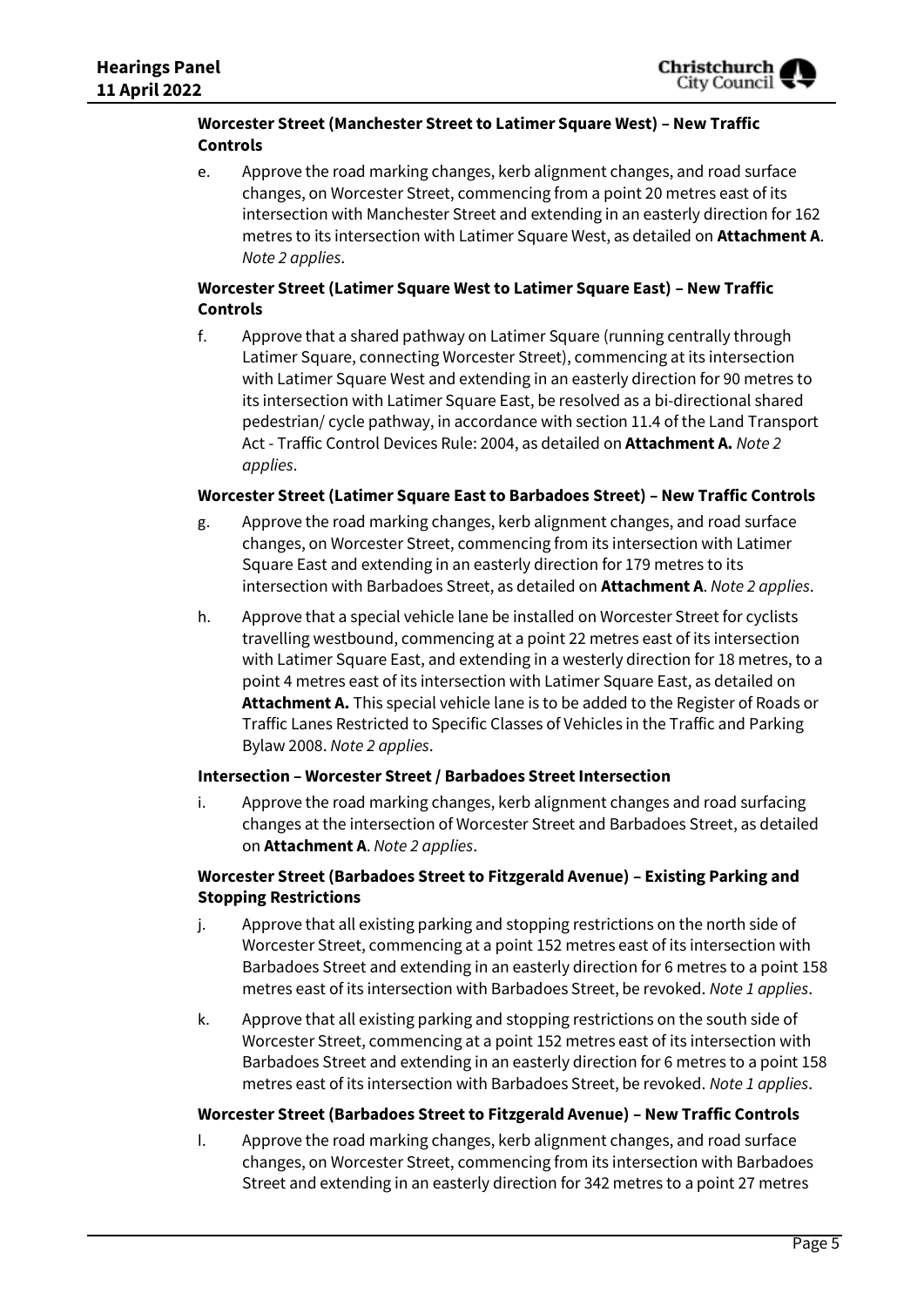**Worcester Street (Manchester Street to Latimer Square West) – New Traffic Controls**

e. Approve the road marking changes, kerb alignment changes, and road surface changes, on Worcester Street, commencing from a point 20 metres east of its intersection with Manchester Street and extending in an easterly direction for 162 metres to its intersection with Latimer Square West, as detailed on **Attachment A**. *Note 2 applies*.

**Worcester Street (Latimer Square West to Latimer Square East) – New Traffic Controls**

f. Approve that a shared pathway on Latimer Square (running centrally through Latimer Square, connecting Worcester Street), commencing at its intersection with Latimer Square West and extending in an easterly direction for 90 metres to its intersection with Latimer Square East, be resolved as a bi-directional shared pedestrian/ cycle pathway, in accordance with section 11.4 of the Land Transport Act - Traffic Control Devices Rule: 2004, as detailed on **Attachment A.** *Note 2 applies*.

**Worcester Street (Latimer Square East to Barbadoes Street) – New Traffic Controls**

g. Approve the road marking changes, kerb alignment changes, and road surface changes, on Worcester Street, commencing from its intersection with Latimer Square East and extending in an easterly direction for 179 metres to its intersection with Barbadoes Street, as detailed on **Attachment A**. *Note 2 applies*.

h. Approve that a special vehicle lane be installed on Worcester Street for cyclists travelling westbound, commencing at a point 22 metres east of its intersection with Latimer Square East, and extending in a westerly direction for 18 metres, to a point 4 metres east of its intersection with Latimer Square East, as detailed on **Attachment A.** This special vehicle lane is to be added to the Register of Roads or Traffic Lanes Restricted to Specific Classes of Vehicles in the Traffic and Parking Bylaw 2008. *Note 2 applies*.

**Intersection – Worcester Street / Barbadoes Street Intersection**

i. Approve the road marking changes, kerb alignment changes and road surfacing changes at the intersection of Worcester Street and Barbadoes Street, as detailed on **Attachment A**. *Note 2 applies*.

**Worcester Street (Barbadoes Street to Fitzgerald Avenue) – Existing Parking and Stopping Restrictions**

j. Approve that all existing parking and stopping restrictions on the north side of Worcester Street, commencing at a point 152 metres east of its intersection with Barbadoes Street and extending in an easterly direction for 6 metres to a point 158 metres east of its intersection with Barbadoes Street, be revoked. *Note 1 applies*.

k. Approve that all existing parking and stopping restrictions on the south side of Worcester Street, commencing at a point 152 metres east of its intersection with Barbadoes Street and extending in an easterly direction for 6 metres to a point 158 metres east of its intersection with Barbadoes Street, be revoked. *Note 1 applies*.

**Worcester Street (Barbadoes Street to Fitzgerald Avenue) – New Traffic Controls**

l. Approve the road marking changes, kerb alignment changes, and road surface changes, on Worcester Street, commencing from its intersection with Barbadoes Street and extending in an easterly direction for 342 metres to a point 27 metres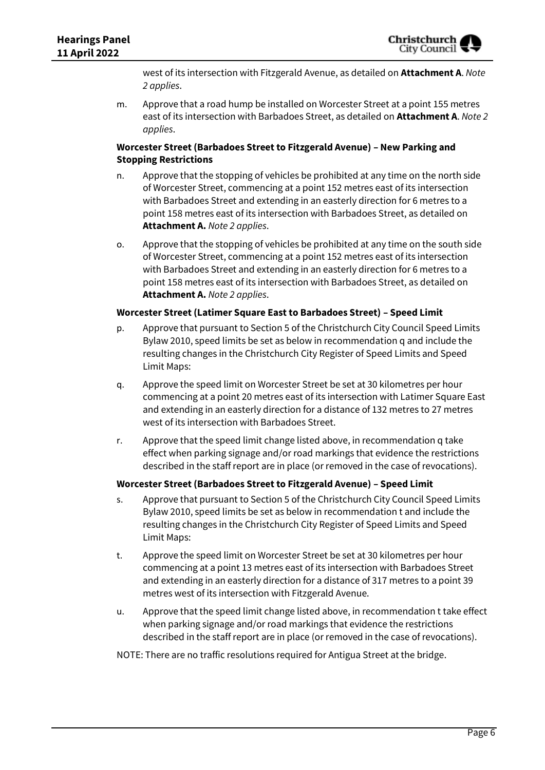west of its intersection with Fitzgerald Avenue, as detailed on **Attachment A**. *Note 2 applies*.

m. Approve that a road hump be installed on Worcester Street at a point 155 metres east of its intersection with Barbadoes Street, as detailed on **Attachment A**. *Note 2 applies*.

**Worcester Street (Barbadoes Street to Fitzgerald Avenue) – New Parking and Stopping Restrictions**

n. Approve that the stopping of vehicles be prohibited at any time on the north side of Worcester Street, commencing at a point 152 metres east of its intersection with Barbadoes Street and extending in an easterly direction for 6 metres to a point 158 metres east of its intersection with Barbadoes Street, as detailed on **Attachment A.** *Note 2 applies*.

o. Approve that the stopping of vehicles be prohibited at any time on the south side of Worcester Street, commencing at a point 152 metres east of its intersection with Barbadoes Street and extending in an easterly direction for 6 metres to a point 158 metres east of its intersection with Barbadoes Street, as detailed on **Attachment A.** *Note 2 applies*.

**Worcester Street (Latimer Square East to Barbadoes Street) – Speed Limit**

p. Approve that pursuant to Section 5 of the Christchurch City Council Speed Limits Bylaw 2010, speed limits be set as below in recommendation q and include the resulting changes in the Christchurch City Register of Speed Limits and Speed Limit Maps:

q. Approve the speed limit on Worcester Street be set at 30 kilometres per hour commencing at a point 20 metres east of its intersection with Latimer Square East and extending in an easterly direction for a distance of 132 metres to 27 metres west of its intersection with Barbadoes Street.

r. Approve that the speed limit change listed above, in recommendation q take effect when parking signage and/or road markings that evidence the restrictions described in the staff report are in place (or removed in the case of revocations).

**Worcester Street (Barbadoes Street to Fitzgerald Avenue) – Speed Limit**

s. Approve that pursuant to Section 5 of the Christchurch City Council Speed Limits Bylaw 2010, speed limits be set as below in recommendation t and include the resulting changes in the Christchurch City Register of Speed Limits and Speed Limit Maps:

t. Approve the speed limit on Worcester Street be set at 30 kilometres per hour commencing at a point 13 metres east of its intersection with Barbadoes Street and extending in an easterly direction for a distance of 317 metres to a point 39 metres west of its intersection with Fitzgerald Avenue.

u. Approve that the speed limit change listed above, in recommendation t take effect when parking signage and/or road markings that evidence the restrictions described in the staff report are in place (or removed in the case of revocations).

NOTE: There are no traffic resolutions required for Antigua Street at the bridge.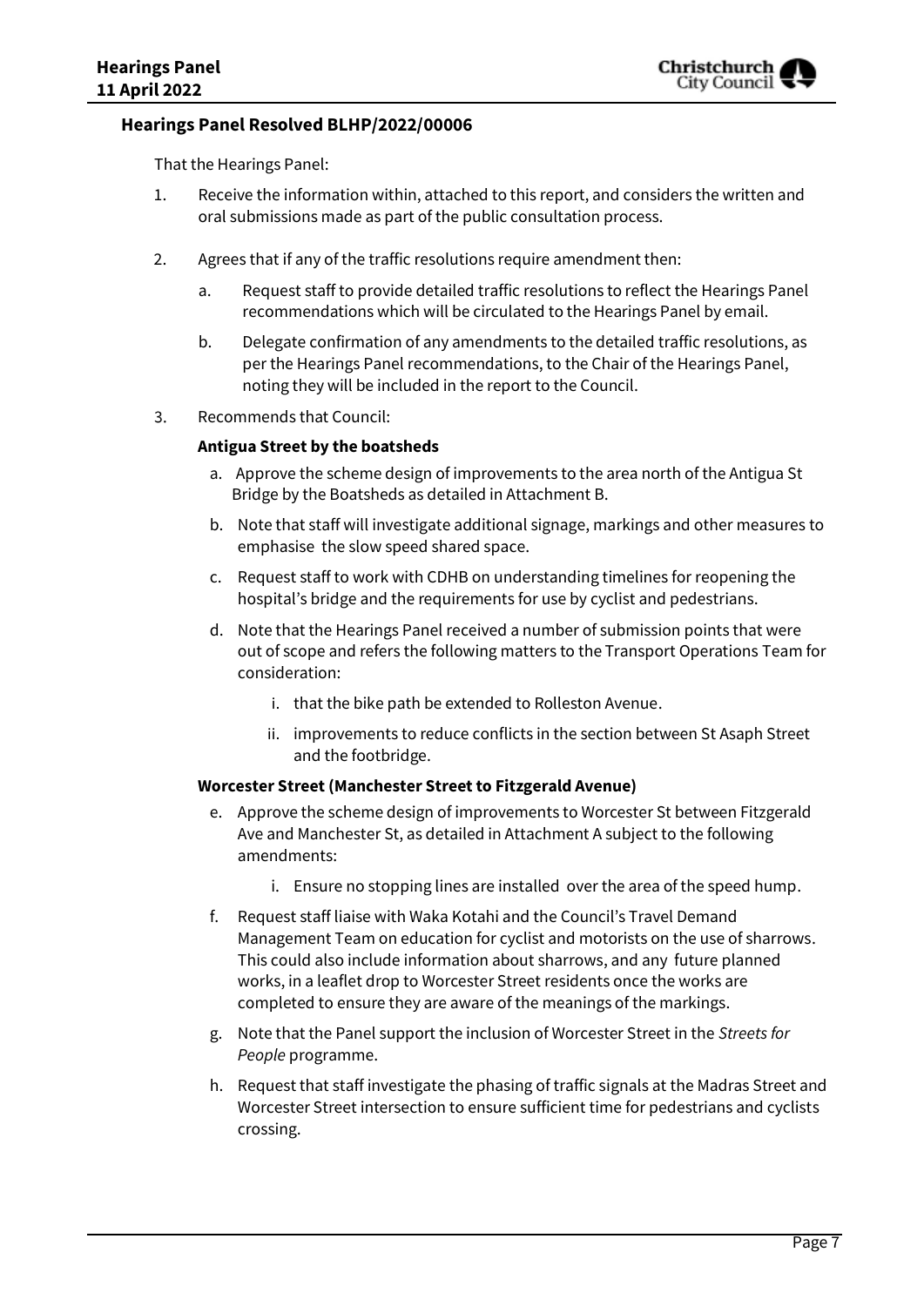### Hearings Panel Resolved BLHP/2022/00006

That the Hearings Panel:

1. Receive the information within, attached to this report, and considers the written and oral submissions made as part of the public consultation process.

2. Agrees that if any of the traffic resolutions require amendment then:

    a. Request staff to provide detailed traffic resolutions to reflect the Hearings Panel recommendations which will be circulated to the Hearings Panel by email.

    b. Delegate confirmation of any amendments to the detailed traffic resolutions, as per the Hearings Panel recommendations, to the Chair of the Hearings Panel, noting they will be included in the report to the Council.

3. Recommends that Council:

    **Antigua Street by the boatsheds**

    a. Approve the scheme design of improvements to the area north of the Antigua St Bridge by the Boatsheds as detailed in Attachment B.

    b. Note that staff will investigate additional signage, markings and other measures to emphasise the slow speed shared space.

    c. Request staff to work with CDHB on understanding timelines for reopening the hospital's bridge and the requirements for use by cyclist and pedestrians.

    d. Note that the Hearings Panel received a number of submission points that were out of scope and refers the following matters to the Transport Operations Team for consideration:

        i. that the bike path be extended to Rolleston Avenue.

        ii. improvements to reduce conflicts in the section between St Asaph Street and the footbridge.

    **Worcester Street (Manchester Street to Fitzgerald Avenue)**

    e. Approve the scheme design of improvements to Worcester St between Fitzgerald Ave and Manchester St, as detailed in Attachment A subject to the following amendments:

        i. Ensure no stopping lines are installed over the area of the speed hump.

    f. Request staff liaise with Waka Kotahi and the Council's Travel Demand Management Team on education for cyclist and motorists on the use of sharrows. This could also include information about sharrows, and any future planned works, in a leaflet drop to Worcester Street residents once the works are completed to ensure they are aware of the meanings of the markings.

    g. Note that the Panel support the inclusion of Worcester Street in the *Streets for People* programme.

    h. Request that staff investigate the phasing of traffic signals at the Madras Street and Worcester Street intersection to ensure sufficient time for pedestrians and cyclists crossing.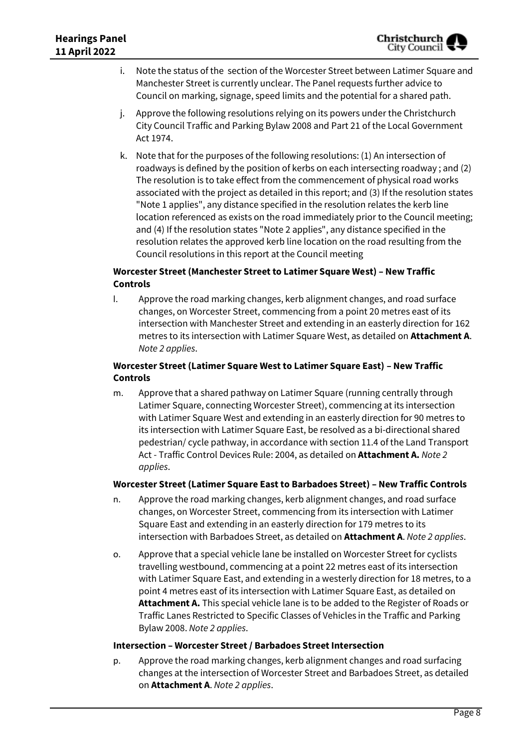i. Note the status of the section of the Worcester Street between Latimer Square and Manchester Street is currently unclear. The Panel requests further advice to Council on marking, signage, speed limits and the potential for a shared path.

j. Approve the following resolutions relying on its powers under the Christchurch City Council Traffic and Parking Bylaw 2008 and Part 21 of the Local Government Act 1974.

k. Note that for the purposes of the following resolutions: (1) An intersection of roadways is defined by the position of kerbs on each intersecting roadway ; and (2) The resolution is to take effect from the commencement of physical road works associated with the project as detailed in this report; and (3) If the resolution states "Note 1 applies", any distance specified in the resolution relates the kerb line location referenced as exists on the road immediately prior to the Council meeting; and (4) If the resolution states "Note 2 applies", any distance specified in the resolution relates the approved kerb line location on the road resulting from the Council resolutions in this report at the Council meeting

**Worcester Street (Manchester Street to Latimer Square West) – New Traffic Controls**

l. Approve the road marking changes, kerb alignment changes, and road surface changes, on Worcester Street, commencing from a point 20 metres east of its intersection with Manchester Street and extending in an easterly direction for 162 metres to its intersection with Latimer Square West, as detailed on **Attachment A**. *Note 2 applies*.

**Worcester Street (Latimer Square West to Latimer Square East) – New Traffic Controls**

m. Approve that a shared pathway on Latimer Square (running centrally through Latimer Square, connecting Worcester Street), commencing at its intersection with Latimer Square West and extending in an easterly direction for 90 metres to its intersection with Latimer Square East, be resolved as a bi-directional shared pedestrian/ cycle pathway, in accordance with section 11.4 of the Land Transport Act - Traffic Control Devices Rule: 2004, as detailed on **Attachment A.** *Note 2 applies*.

**Worcester Street (Latimer Square East to Barbadoes Street) – New Traffic Controls**

n. Approve the road marking changes, kerb alignment changes, and road surface changes, on Worcester Street, commencing from its intersection with Latimer Square East and extending in an easterly direction for 179 metres to its intersection with Barbadoes Street, as detailed on **Attachment A**. *Note 2 applies*.

o. Approve that a special vehicle lane be installed on Worcester Street for cyclists travelling westbound, commencing at a point 22 metres east of its intersection with Latimer Square East, and extending in a westerly direction for 18 metres, to a point 4 metres east of its intersection with Latimer Square East, as detailed on **Attachment A.** This special vehicle lane is to be added to the Register of Roads or Traffic Lanes Restricted to Specific Classes of Vehicles in the Traffic and Parking Bylaw 2008. *Note 2 applies*.

**Intersection – Worcester Street / Barbadoes Street Intersection**

p. Approve the road marking changes, kerb alignment changes and road surfacing changes at the intersection of Worcester Street and Barbadoes Street, as detailed on **Attachment A**. *Note 2 applies*.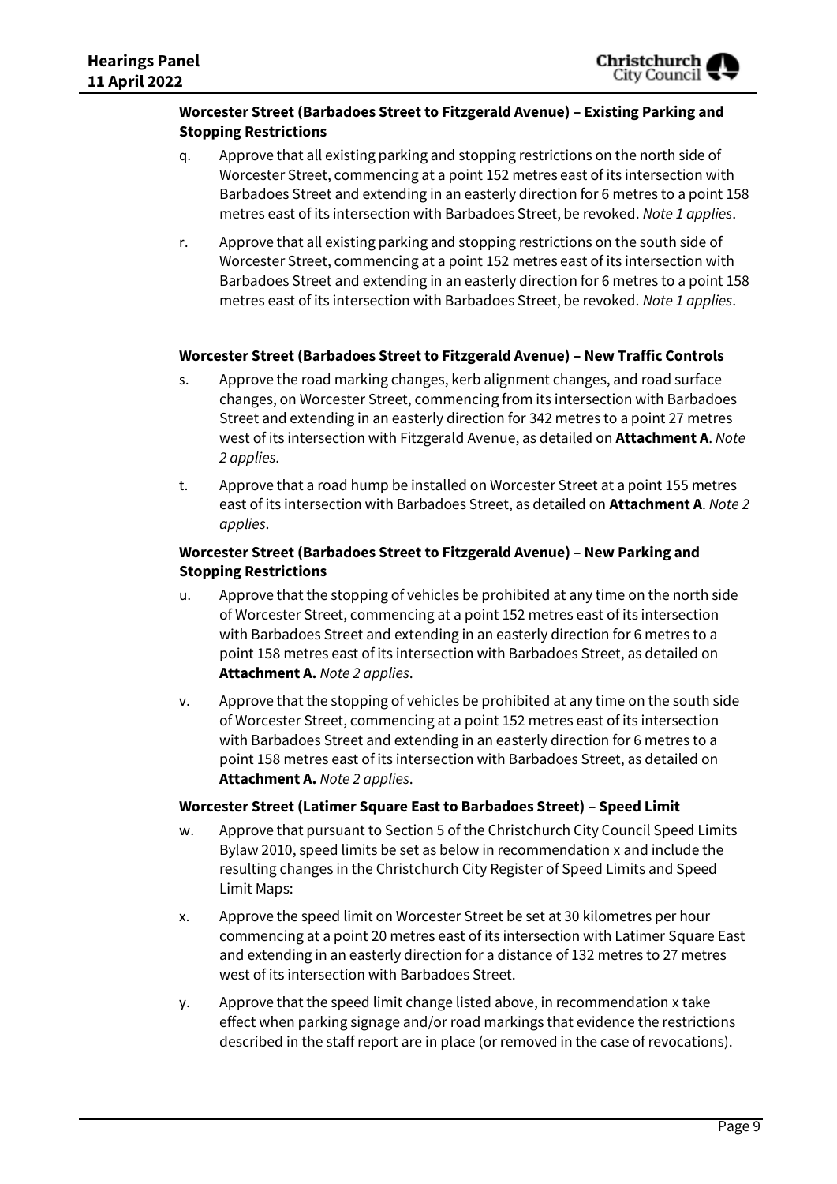**Worcester Street (Barbadoes Street to Fitzgerald Avenue) – Existing Parking and Stopping Restrictions**

q. Approve that all existing parking and stopping restrictions on the north side of Worcester Street, commencing at a point 152 metres east of its intersection with Barbadoes Street and extending in an easterly direction for 6 metres to a point 158 metres east of its intersection with Barbadoes Street, be revoked. *Note 1 applies*.

r. Approve that all existing parking and stopping restrictions on the south side of Worcester Street, commencing at a point 152 metres east of its intersection with Barbadoes Street and extending in an easterly direction for 6 metres to a point 158 metres east of its intersection with Barbadoes Street, be revoked. *Note 1 applies*.

**Worcester Street (Barbadoes Street to Fitzgerald Avenue) – New Traffic Controls**

s. Approve the road marking changes, kerb alignment changes, and road surface changes, on Worcester Street, commencing from its intersection with Barbadoes Street and extending in an easterly direction for 342 metres to a point 27 metres west of its intersection with Fitzgerald Avenue, as detailed on **Attachment A**. *Note 2 applies*.

t. Approve that a road hump be installed on Worcester Street at a point 155 metres east of its intersection with Barbadoes Street, as detailed on **Attachment A**. *Note 2 applies*.

**Worcester Street (Barbadoes Street to Fitzgerald Avenue) – New Parking and Stopping Restrictions**

u. Approve that the stopping of vehicles be prohibited at any time on the north side of Worcester Street, commencing at a point 152 metres east of its intersection with Barbadoes Street and extending in an easterly direction for 6 metres to a point 158 metres east of its intersection with Barbadoes Street, as detailed on **Attachment A.** *Note 2 applies*.

v. Approve that the stopping of vehicles be prohibited at any time on the south side of Worcester Street, commencing at a point 152 metres east of its intersection with Barbadoes Street and extending in an easterly direction for 6 metres to a point 158 metres east of its intersection with Barbadoes Street, as detailed on **Attachment A.** *Note 2 applies*.

**Worcester Street (Latimer Square East to Barbadoes Street) – Speed Limit**

w. Approve that pursuant to Section 5 of the Christchurch City Council Speed Limits Bylaw 2010, speed limits be set as below in recommendation x and include the resulting changes in the Christchurch City Register of Speed Limits and Speed Limit Maps:

x. Approve the speed limit on Worcester Street be set at 30 kilometres per hour commencing at a point 20 metres east of its intersection with Latimer Square East and extending in an easterly direction for a distance of 132 metres to 27 metres west of its intersection with Barbadoes Street.

y. Approve that the speed limit change listed above, in recommendation x take effect when parking signage and/or road markings that evidence the restrictions described in the staff report are in place (or removed in the case of revocations).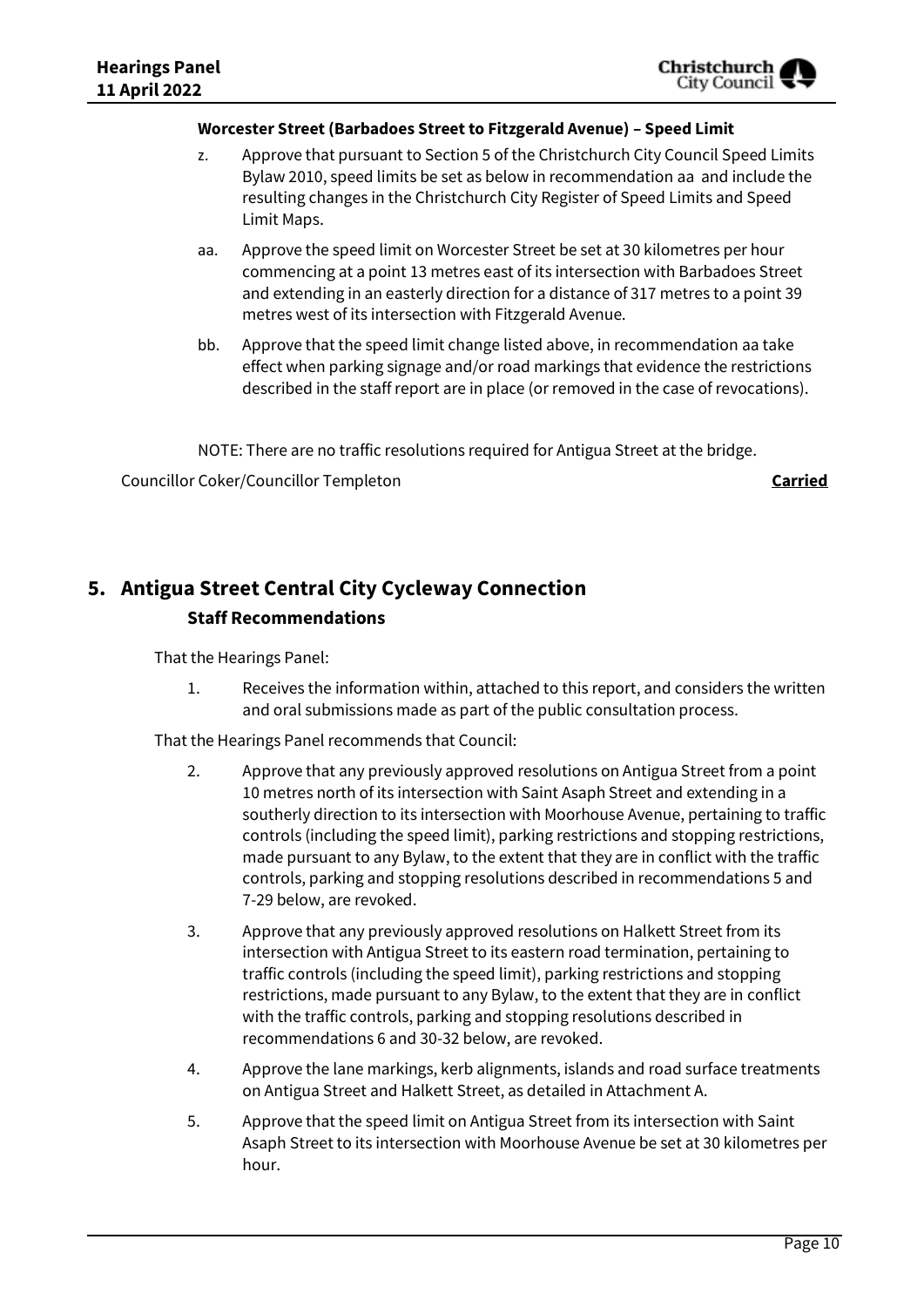**Worcester Street (Barbadoes Street to Fitzgerald Avenue) – Speed Limit**

z. Approve that pursuant to Section 5 of the Christchurch City Council Speed Limits Bylaw 2010, speed limits be set as below in recommendation aa and include the resulting changes in the Christchurch City Register of Speed Limits and Speed Limit Maps.

aa. Approve the speed limit on Worcester Street be set at 30 kilometres per hour commencing at a point 13 metres east of its intersection with Barbadoes Street and extending in an easterly direction for a distance of 317 metres to a point 39 metres west of its intersection with Fitzgerald Avenue.

bb. Approve that the speed limit change listed above, in recommendation aa take effect when parking signage and/or road markings that evidence the restrictions described in the staff report are in place (or removed in the case of revocations).

NOTE: There are no traffic resolutions required for Antigua Street at the bridge.

Councillor Coker/Councillor Templeton **Carried**

# 5. Antigua Street Central City Cycleway Connection

**Staff Recommendations**

That the Hearings Panel:

1. Receives the information within, attached to this report, and considers the written and oral submissions made as part of the public consultation process.

That the Hearings Panel recommends that Council:

2. Approve that any previously approved resolutions on Antigua Street from a point 10 metres north of its intersection with Saint Asaph Street and extending in a southerly direction to its intersection with Moorhouse Avenue, pertaining to traffic controls (including the speed limit), parking restrictions and stopping restrictions, made pursuant to any Bylaw, to the extent that they are in conflict with the traffic controls, parking and stopping resolutions described in recommendations 5 and 7-29 below, are revoked.

3. Approve that any previously approved resolutions on Halkett Street from its intersection with Antigua Street to its eastern road termination, pertaining to traffic controls (including the speed limit), parking restrictions and stopping restrictions, made pursuant to any Bylaw, to the extent that they are in conflict with the traffic controls, parking and stopping resolutions described in recommendations 6 and 30-32 below, are revoked.

4. Approve the lane markings, kerb alignments, islands and road surface treatments on Antigua Street and Halkett Street, as detailed in Attachment A.

5. Approve that the speed limit on Antigua Street from its intersection with Saint Asaph Street to its intersection with Moorhouse Avenue be set at 30 kilometres per hour.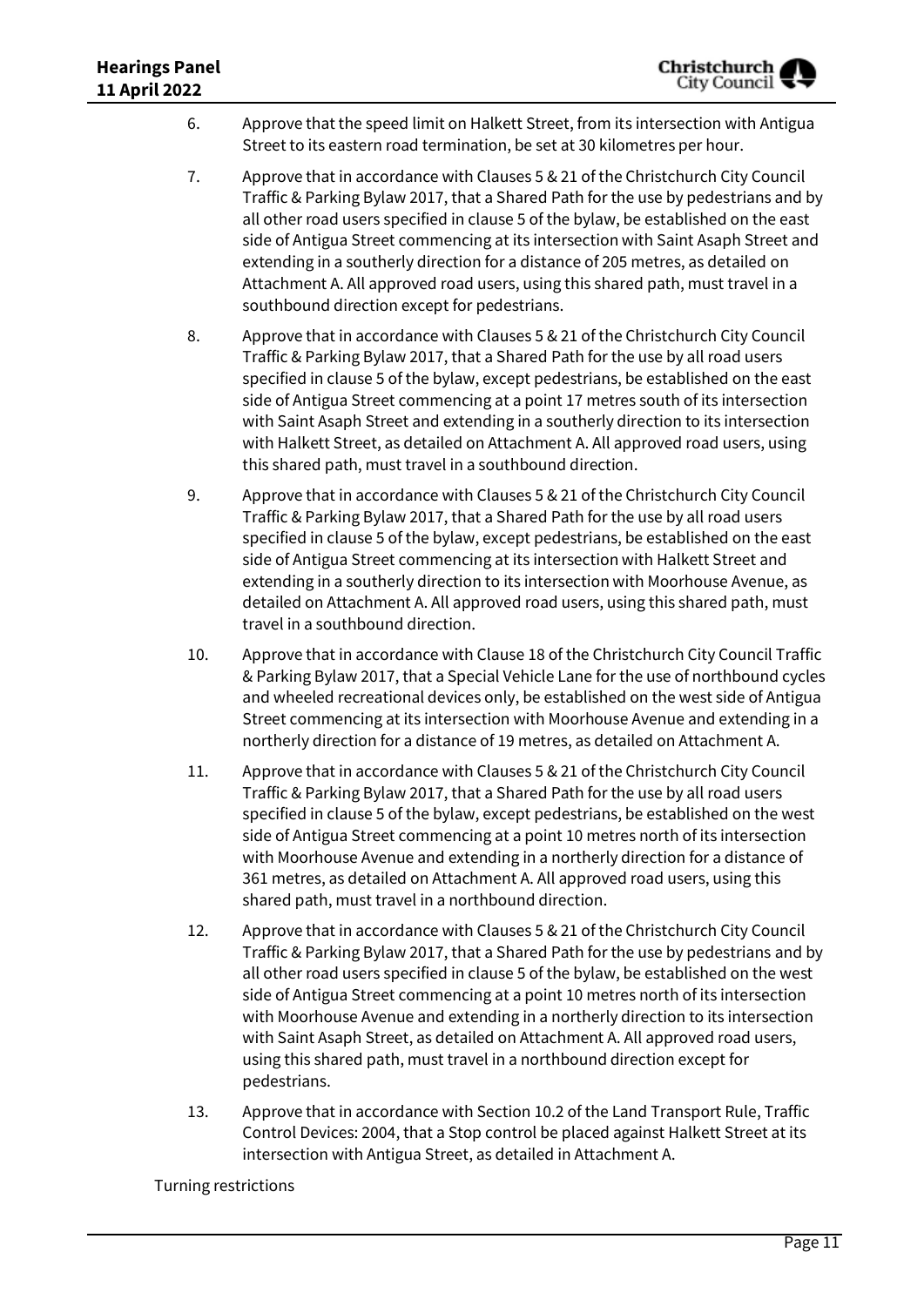6. Approve that the speed limit on Halkett Street, from its intersection with Antigua Street to its eastern road termination, be set at 30 kilometres per hour.

7. Approve that in accordance with Clauses 5 & 21 of the Christchurch City Council Traffic & Parking Bylaw 2017, that a Shared Path for the use by pedestrians and by all other road users specified in clause 5 of the bylaw, be established on the east side of Antigua Street commencing at its intersection with Saint Asaph Street and extending in a southerly direction for a distance of 205 metres, as detailed on Attachment A. All approved road users, using this shared path, must travel in a southbound direction except for pedestrians.

8. Approve that in accordance with Clauses 5 & 21 of the Christchurch City Council Traffic & Parking Bylaw 2017, that a Shared Path for the use by all road users specified in clause 5 of the bylaw, except pedestrians, be established on the east side of Antigua Street commencing at a point 17 metres south of its intersection with Saint Asaph Street and extending in a southerly direction to its intersection with Halkett Street, as detailed on Attachment A. All approved road users, using this shared path, must travel in a southbound direction.

9. Approve that in accordance with Clauses 5 & 21 of the Christchurch City Council Traffic & Parking Bylaw 2017, that a Shared Path for the use by all road users specified in clause 5 of the bylaw, except pedestrians, be established on the east side of Antigua Street commencing at its intersection with Halkett Street and extending in a southerly direction to its intersection with Moorhouse Avenue, as detailed on Attachment A. All approved road users, using this shared path, must travel in a southbound direction.

10. Approve that in accordance with Clause 18 of the Christchurch City Council Traffic & Parking Bylaw 2017, that a Special Vehicle Lane for the use of northbound cycles and wheeled recreational devices only, be established on the west side of Antigua Street commencing at its intersection with Moorhouse Avenue and extending in a northerly direction for a distance of 19 metres, as detailed on Attachment A.

11. Approve that in accordance with Clauses 5 & 21 of the Christchurch City Council Traffic & Parking Bylaw 2017, that a Shared Path for the use by all road users specified in clause 5 of the bylaw, except pedestrians, be established on the west side of Antigua Street commencing at a point 10 metres north of its intersection with Moorhouse Avenue and extending in a northerly direction for a distance of 361 metres, as detailed on Attachment A. All approved road users, using this shared path, must travel in a northbound direction.

12. Approve that in accordance with Clauses 5 & 21 of the Christchurch City Council Traffic & Parking Bylaw 2017, that a Shared Path for the use by pedestrians and by all other road users specified in clause 5 of the bylaw, be established on the west side of Antigua Street commencing at a point 10 metres north of its intersection with Moorhouse Avenue and extending in a northerly direction to its intersection with Saint Asaph Street, as detailed on Attachment A. All approved road users, using this shared path, must travel in a northbound direction except for pedestrians.

13. Approve that in accordance with Section 10.2 of the Land Transport Rule, Traffic Control Devices: 2004, that a Stop control be placed against Halkett Street at its intersection with Antigua Street, as detailed in Attachment A.

Turning restrictions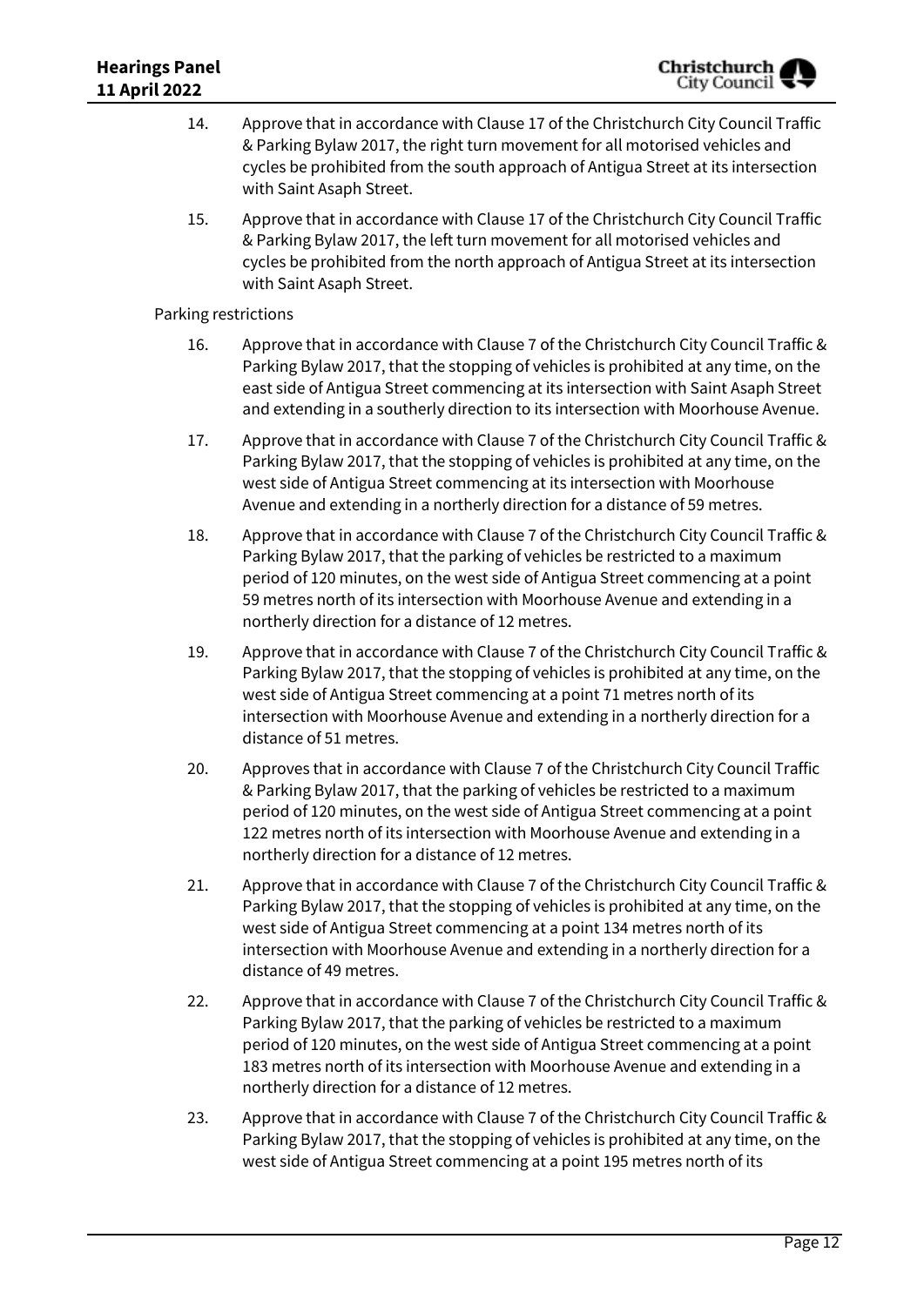14. Approve that in accordance with Clause 17 of the Christchurch City Council Traffic & Parking Bylaw 2017, the right turn movement for all motorised vehicles and cycles be prohibited from the south approach of Antigua Street at its intersection with Saint Asaph Street.

15. Approve that in accordance with Clause 17 of the Christchurch City Council Traffic & Parking Bylaw 2017, the left turn movement for all motorised vehicles and cycles be prohibited from the north approach of Antigua Street at its intersection with Saint Asaph Street.

Parking restrictions

16. Approve that in accordance with Clause 7 of the Christchurch City Council Traffic & Parking Bylaw 2017, that the stopping of vehicles is prohibited at any time, on the east side of Antigua Street commencing at its intersection with Saint Asaph Street and extending in a southerly direction to its intersection with Moorhouse Avenue.

17. Approve that in accordance with Clause 7 of the Christchurch City Council Traffic & Parking Bylaw 2017, that the stopping of vehicles is prohibited at any time, on the west side of Antigua Street commencing at its intersection with Moorhouse Avenue and extending in a northerly direction for a distance of 59 metres.

18. Approve that in accordance with Clause 7 of the Christchurch City Council Traffic & Parking Bylaw 2017, that the parking of vehicles be restricted to a maximum period of 120 minutes, on the west side of Antigua Street commencing at a point 59 metres north of its intersection with Moorhouse Avenue and extending in a northerly direction for a distance of 12 metres.

19. Approve that in accordance with Clause 7 of the Christchurch City Council Traffic & Parking Bylaw 2017, that the stopping of vehicles is prohibited at any time, on the west side of Antigua Street commencing at a point 71 metres north of its intersection with Moorhouse Avenue and extending in a northerly direction for a distance of 51 metres.

20. Approves that in accordance with Clause 7 of the Christchurch City Council Traffic & Parking Bylaw 2017, that the parking of vehicles be restricted to a maximum period of 120 minutes, on the west side of Antigua Street commencing at a point 122 metres north of its intersection with Moorhouse Avenue and extending in a northerly direction for a distance of 12 metres.

21. Approve that in accordance with Clause 7 of the Christchurch City Council Traffic & Parking Bylaw 2017, that the stopping of vehicles is prohibited at any time, on the west side of Antigua Street commencing at a point 134 metres north of its intersection with Moorhouse Avenue and extending in a northerly direction for a distance of 49 metres.

22. Approve that in accordance with Clause 7 of the Christchurch City Council Traffic & Parking Bylaw 2017, that the parking of vehicles be restricted to a maximum period of 120 minutes, on the west side of Antigua Street commencing at a point 183 metres north of its intersection with Moorhouse Avenue and extending in a northerly direction for a distance of 12 metres.

23. Approve that in accordance with Clause 7 of the Christchurch City Council Traffic & Parking Bylaw 2017, that the stopping of vehicles is prohibited at any time, on the west side of Antigua Street commencing at a point 195 metres north of its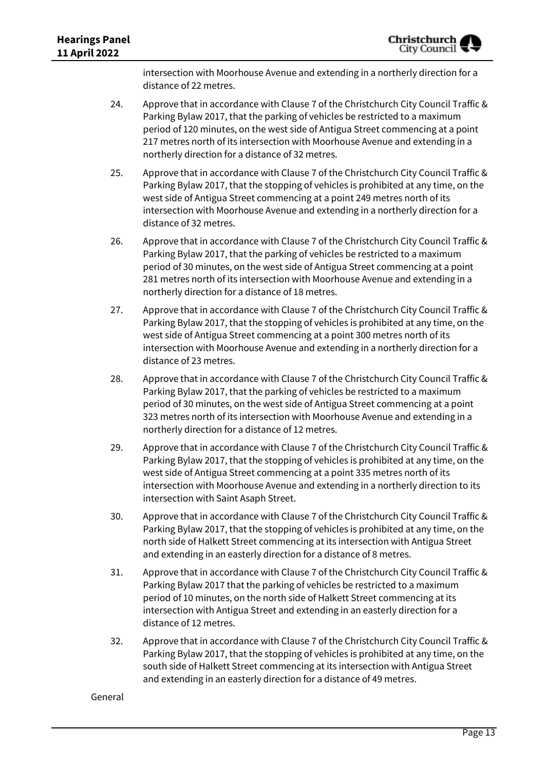intersection with Moorhouse Avenue and extending in a northerly direction for a distance of 22 metres.

24. Approve that in accordance with Clause 7 of the Christchurch City Council Traffic & Parking Bylaw 2017, that the parking of vehicles be restricted to a maximum period of 120 minutes, on the west side of Antigua Street commencing at a point 217 metres north of its intersection with Moorhouse Avenue and extending in a northerly direction for a distance of 32 metres.

25. Approve that in accordance with Clause 7 of the Christchurch City Council Traffic & Parking Bylaw 2017, that the stopping of vehicles is prohibited at any time, on the west side of Antigua Street commencing at a point 249 metres north of its intersection with Moorhouse Avenue and extending in a northerly direction for a distance of 32 metres.

26. Approve that in accordance with Clause 7 of the Christchurch City Council Traffic & Parking Bylaw 2017, that the parking of vehicles be restricted to a maximum period of 30 minutes, on the west side of Antigua Street commencing at a point 281 metres north of its intersection with Moorhouse Avenue and extending in a northerly direction for a distance of 18 metres.

27. Approve that in accordance with Clause 7 of the Christchurch City Council Traffic & Parking Bylaw 2017, that the stopping of vehicles is prohibited at any time, on the west side of Antigua Street commencing at a point 300 metres north of its intersection with Moorhouse Avenue and extending in a northerly direction for a distance of 23 metres.

28. Approve that in accordance with Clause 7 of the Christchurch City Council Traffic & Parking Bylaw 2017, that the parking of vehicles be restricted to a maximum period of 30 minutes, on the west side of Antigua Street commencing at a point 323 metres north of its intersection with Moorhouse Avenue and extending in a northerly direction for a distance of 12 metres.

29. Approve that in accordance with Clause 7 of the Christchurch City Council Traffic & Parking Bylaw 2017, that the stopping of vehicles is prohibited at any time, on the west side of Antigua Street commencing at a point 335 metres north of its intersection with Moorhouse Avenue and extending in a northerly direction to its intersection with Saint Asaph Street.

30. Approve that in accordance with Clause 7 of the Christchurch City Council Traffic & Parking Bylaw 2017, that the stopping of vehicles is prohibited at any time, on the north side of Halkett Street commencing at its intersection with Antigua Street and extending in an easterly direction for a distance of 8 metres.

31. Approve that in accordance with Clause 7 of the Christchurch City Council Traffic & Parking Bylaw 2017 that the parking of vehicles be restricted to a maximum period of 10 minutes, on the north side of Halkett Street commencing at its intersection with Antigua Street and extending in an easterly direction for a distance of 12 metres.

32. Approve that in accordance with Clause 7 of the Christchurch City Council Traffic & Parking Bylaw 2017, that the stopping of vehicles is prohibited at any time, on the south side of Halkett Street commencing at its intersection with Antigua Street and extending in an easterly direction for a distance of 49 metres.

General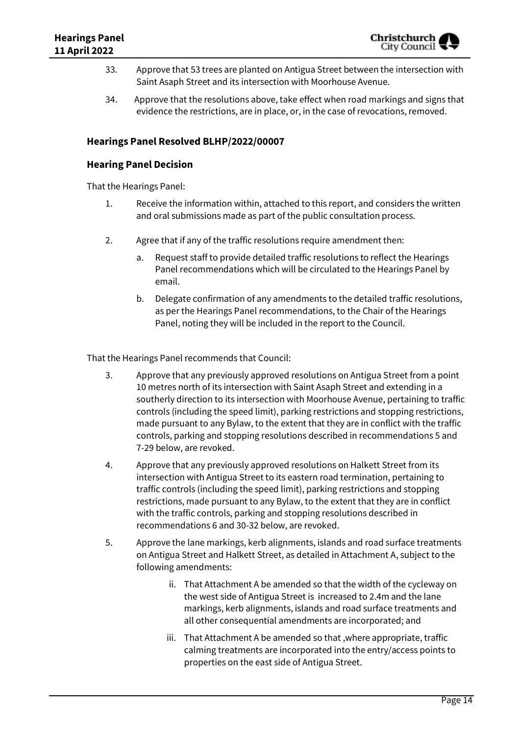33. Approve that 53 trees are planted on Antigua Street between the intersection with Saint Asaph Street and its intersection with Moorhouse Avenue.

34. Approve that the resolutions above, take effect when road markings and signs that evidence the restrictions, are in place, or, in the case of revocations, removed.

### Hearings Panel Resolved BLHP/2022/00007

### Hearing Panel Decision

That the Hearings Panel:

1. Receive the information within, attached to this report, and considers the written and oral submissions made as part of the public consultation process.

2. Agree that if any of the traffic resolutions require amendment then:

   a. Request staff to provide detailed traffic resolutions to reflect the Hearings Panel recommendations which will be circulated to the Hearings Panel by email.

   b. Delegate confirmation of any amendments to the detailed traffic resolutions, as per the Hearings Panel recommendations, to the Chair of the Hearings Panel, noting they will be included in the report to the Council.

That the Hearings Panel recommends that Council:

3. Approve that any previously approved resolutions on Antigua Street from a point 10 metres north of its intersection with Saint Asaph Street and extending in a southerly direction to its intersection with Moorhouse Avenue, pertaining to traffic controls (including the speed limit), parking restrictions and stopping restrictions, made pursuant to any Bylaw, to the extent that they are in conflict with the traffic controls, parking and stopping resolutions described in recommendations 5 and 7-29 below, are revoked.

4. Approve that any previously approved resolutions on Halkett Street from its intersection with Antigua Street to its eastern road termination, pertaining to traffic controls (including the speed limit), parking restrictions and stopping restrictions, made pursuant to any Bylaw, to the extent that they are in conflict with the traffic controls, parking and stopping resolutions described in recommendations 6 and 30-32 below, are revoked.

5. Approve the lane markings, kerb alignments, islands and road surface treatments on Antigua Street and Halkett Street, as detailed in Attachment A, subject to the following amendments:

   ii. That Attachment A be amended so that the width of the cycleway on the west side of Antigua Street is increased to 2.4m and the lane markings, kerb alignments, islands and road surface treatments and all other consequential amendments are incorporated; and

   iii. That Attachment A be amended so that ,where appropriate, traffic calming treatments are incorporated into the entry/access points to properties on the east side of Antigua Street.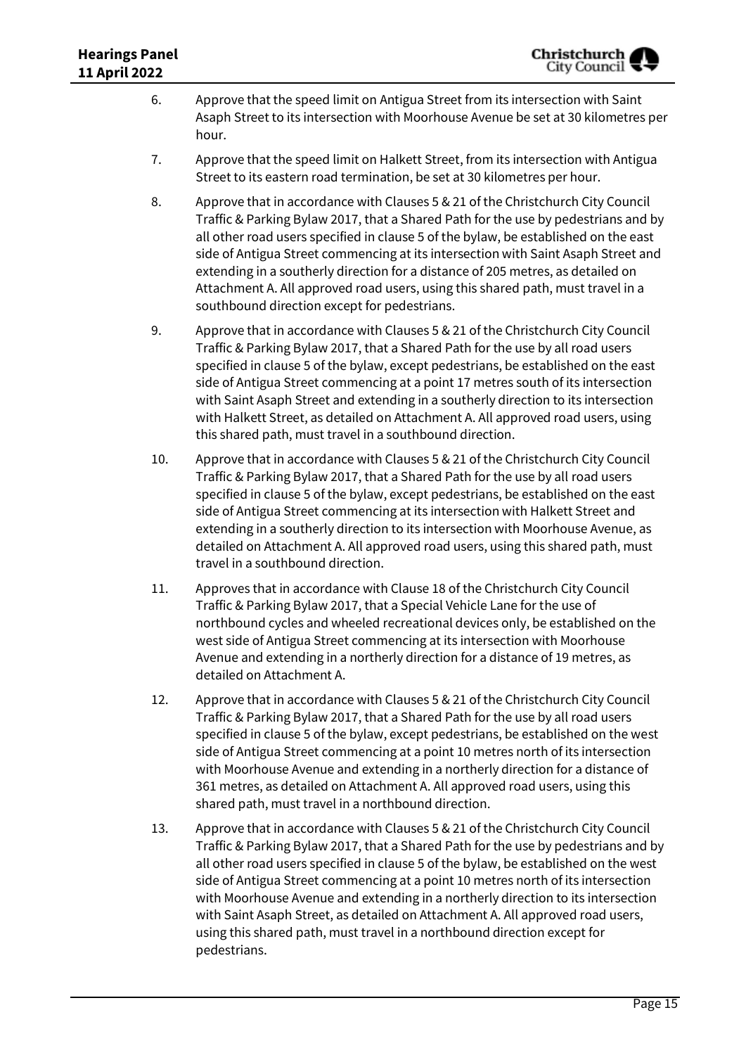6. Approve that the speed limit on Antigua Street from its intersection with Saint Asaph Street to its intersection with Moorhouse Avenue be set at 30 kilometres per hour.

7. Approve that the speed limit on Halkett Street, from its intersection with Antigua Street to its eastern road termination, be set at 30 kilometres per hour.

8. Approve that in accordance with Clauses 5 & 21 of the Christchurch City Council Traffic & Parking Bylaw 2017, that a Shared Path for the use by pedestrians and by all other road users specified in clause 5 of the bylaw, be established on the east side of Antigua Street commencing at its intersection with Saint Asaph Street and extending in a southerly direction for a distance of 205 metres, as detailed on Attachment A. All approved road users, using this shared path, must travel in a southbound direction except for pedestrians.

9. Approve that in accordance with Clauses 5 & 21 of the Christchurch City Council Traffic & Parking Bylaw 2017, that a Shared Path for the use by all road users specified in clause 5 of the bylaw, except pedestrians, be established on the east side of Antigua Street commencing at a point 17 metres south of its intersection with Saint Asaph Street and extending in a southerly direction to its intersection with Halkett Street, as detailed on Attachment A. All approved road users, using this shared path, must travel in a southbound direction.

10. Approve that in accordance with Clauses 5 & 21 of the Christchurch City Council Traffic & Parking Bylaw 2017, that a Shared Path for the use by all road users specified in clause 5 of the bylaw, except pedestrians, be established on the east side of Antigua Street commencing at its intersection with Halkett Street and extending in a southerly direction to its intersection with Moorhouse Avenue, as detailed on Attachment A. All approved road users, using this shared path, must travel in a southbound direction.

11. Approves that in accordance with Clause 18 of the Christchurch City Council Traffic & Parking Bylaw 2017, that a Special Vehicle Lane for the use of northbound cycles and wheeled recreational devices only, be established on the west side of Antigua Street commencing at its intersection with Moorhouse Avenue and extending in a northerly direction for a distance of 19 metres, as detailed on Attachment A.

12. Approve that in accordance with Clauses 5 & 21 of the Christchurch City Council Traffic & Parking Bylaw 2017, that a Shared Path for the use by all road users specified in clause 5 of the bylaw, except pedestrians, be established on the west side of Antigua Street commencing at a point 10 metres north of its intersection with Moorhouse Avenue and extending in a northerly direction for a distance of 361 metres, as detailed on Attachment A. All approved road users, using this shared path, must travel in a northbound direction.

13. Approve that in accordance with Clauses 5 & 21 of the Christchurch City Council Traffic & Parking Bylaw 2017, that a Shared Path for the use by pedestrians and by all other road users specified in clause 5 of the bylaw, be established on the west side of Antigua Street commencing at a point 10 metres north of its intersection with Moorhouse Avenue and extending in a northerly direction to its intersection with Saint Asaph Street, as detailed on Attachment A. All approved road users, using this shared path, must travel in a northbound direction except for pedestrians.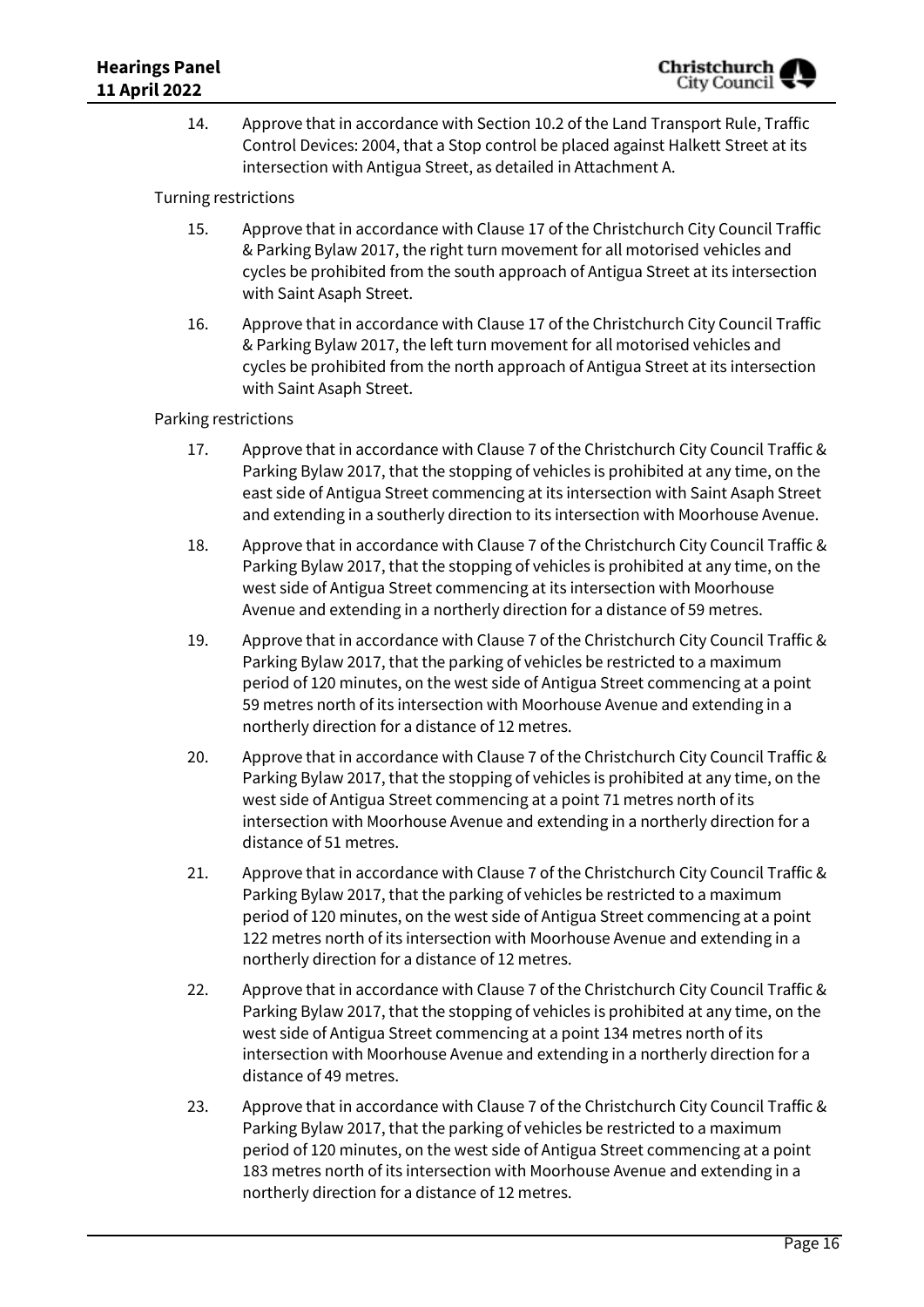14. Approve that in accordance with Section 10.2 of the Land Transport Rule, Traffic Control Devices: 2004, that a Stop control be placed against Halkett Street at its intersection with Antigua Street, as detailed in Attachment A.

Turning restrictions

15. Approve that in accordance with Clause 17 of the Christchurch City Council Traffic & Parking Bylaw 2017, the right turn movement for all motorised vehicles and cycles be prohibited from the south approach of Antigua Street at its intersection with Saint Asaph Street.

16. Approve that in accordance with Clause 17 of the Christchurch City Council Traffic & Parking Bylaw 2017, the left turn movement for all motorised vehicles and cycles be prohibited from the north approach of Antigua Street at its intersection with Saint Asaph Street.

Parking restrictions

17. Approve that in accordance with Clause 7 of the Christchurch City Council Traffic & Parking Bylaw 2017, that the stopping of vehicles is prohibited at any time, on the east side of Antigua Street commencing at its intersection with Saint Asaph Street and extending in a southerly direction to its intersection with Moorhouse Avenue.

18. Approve that in accordance with Clause 7 of the Christchurch City Council Traffic & Parking Bylaw 2017, that the stopping of vehicles is prohibited at any time, on the west side of Antigua Street commencing at its intersection with Moorhouse Avenue and extending in a northerly direction for a distance of 59 metres.

19. Approve that in accordance with Clause 7 of the Christchurch City Council Traffic & Parking Bylaw 2017, that the parking of vehicles be restricted to a maximum period of 120 minutes, on the west side of Antigua Street commencing at a point 59 metres north of its intersection with Moorhouse Avenue and extending in a northerly direction for a distance of 12 metres.

20. Approve that in accordance with Clause 7 of the Christchurch City Council Traffic & Parking Bylaw 2017, that the stopping of vehicles is prohibited at any time, on the west side of Antigua Street commencing at a point 71 metres north of its intersection with Moorhouse Avenue and extending in a northerly direction for a distance of 51 metres.

21. Approve that in accordance with Clause 7 of the Christchurch City Council Traffic & Parking Bylaw 2017, that the parking of vehicles be restricted to a maximum period of 120 minutes, on the west side of Antigua Street commencing at a point 122 metres north of its intersection with Moorhouse Avenue and extending in a northerly direction for a distance of 12 metres.

22. Approve that in accordance with Clause 7 of the Christchurch City Council Traffic & Parking Bylaw 2017, that the stopping of vehicles is prohibited at any time, on the west side of Antigua Street commencing at a point 134 metres north of its intersection with Moorhouse Avenue and extending in a northerly direction for a distance of 49 metres.

23. Approve that in accordance with Clause 7 of the Christchurch City Council Traffic & Parking Bylaw 2017, that the parking of vehicles be restricted to a maximum period of 120 minutes, on the west side of Antigua Street commencing at a point 183 metres north of its intersection with Moorhouse Avenue and extending in a northerly direction for a distance of 12 metres.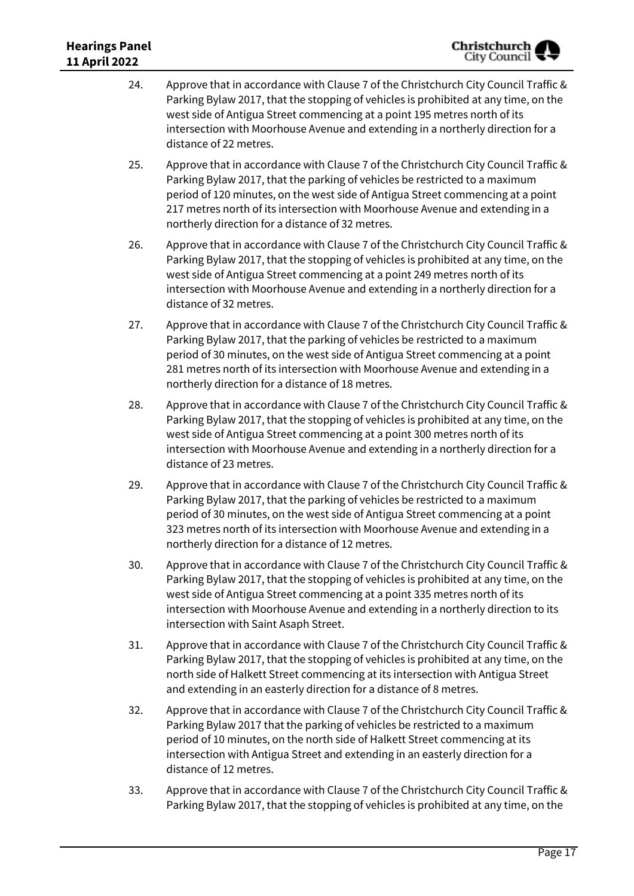24. Approve that in accordance with Clause 7 of the Christchurch City Council Traffic & Parking Bylaw 2017, that the stopping of vehicles is prohibited at any time, on the west side of Antigua Street commencing at a point 195 metres north of its intersection with Moorhouse Avenue and extending in a northerly direction for a distance of 22 metres.

25. Approve that in accordance with Clause 7 of the Christchurch City Council Traffic & Parking Bylaw 2017, that the parking of vehicles be restricted to a maximum period of 120 minutes, on the west side of Antigua Street commencing at a point 217 metres north of its intersection with Moorhouse Avenue and extending in a northerly direction for a distance of 32 metres.

26. Approve that in accordance with Clause 7 of the Christchurch City Council Traffic & Parking Bylaw 2017, that the stopping of vehicles is prohibited at any time, on the west side of Antigua Street commencing at a point 249 metres north of its intersection with Moorhouse Avenue and extending in a northerly direction for a distance of 32 metres.

27. Approve that in accordance with Clause 7 of the Christchurch City Council Traffic & Parking Bylaw 2017, that the parking of vehicles be restricted to a maximum period of 30 minutes, on the west side of Antigua Street commencing at a point 281 metres north of its intersection with Moorhouse Avenue and extending in a northerly direction for a distance of 18 metres.

28. Approve that in accordance with Clause 7 of the Christchurch City Council Traffic & Parking Bylaw 2017, that the stopping of vehicles is prohibited at any time, on the west side of Antigua Street commencing at a point 300 metres north of its intersection with Moorhouse Avenue and extending in a northerly direction for a distance of 23 metres.

29. Approve that in accordance with Clause 7 of the Christchurch City Council Traffic & Parking Bylaw 2017, that the parking of vehicles be restricted to a maximum period of 30 minutes, on the west side of Antigua Street commencing at a point 323 metres north of its intersection with Moorhouse Avenue and extending in a northerly direction for a distance of 12 metres.

30. Approve that in accordance with Clause 7 of the Christchurch City Council Traffic & Parking Bylaw 2017, that the stopping of vehicles is prohibited at any time, on the west side of Antigua Street commencing at a point 335 metres north of its intersection with Moorhouse Avenue and extending in a northerly direction to its intersection with Saint Asaph Street.

31. Approve that in accordance with Clause 7 of the Christchurch City Council Traffic & Parking Bylaw 2017, that the stopping of vehicles is prohibited at any time, on the north side of Halkett Street commencing at its intersection with Antigua Street and extending in an easterly direction for a distance of 8 metres.

32. Approve that in accordance with Clause 7 of the Christchurch City Council Traffic & Parking Bylaw 2017 that the parking of vehicles be restricted to a maximum period of 10 minutes, on the north side of Halkett Street commencing at its intersection with Antigua Street and extending in an easterly direction for a distance of 12 metres.

33. Approve that in accordance with Clause 7 of the Christchurch City Council Traffic & Parking Bylaw 2017, that the stopping of vehicles is prohibited at any time, on the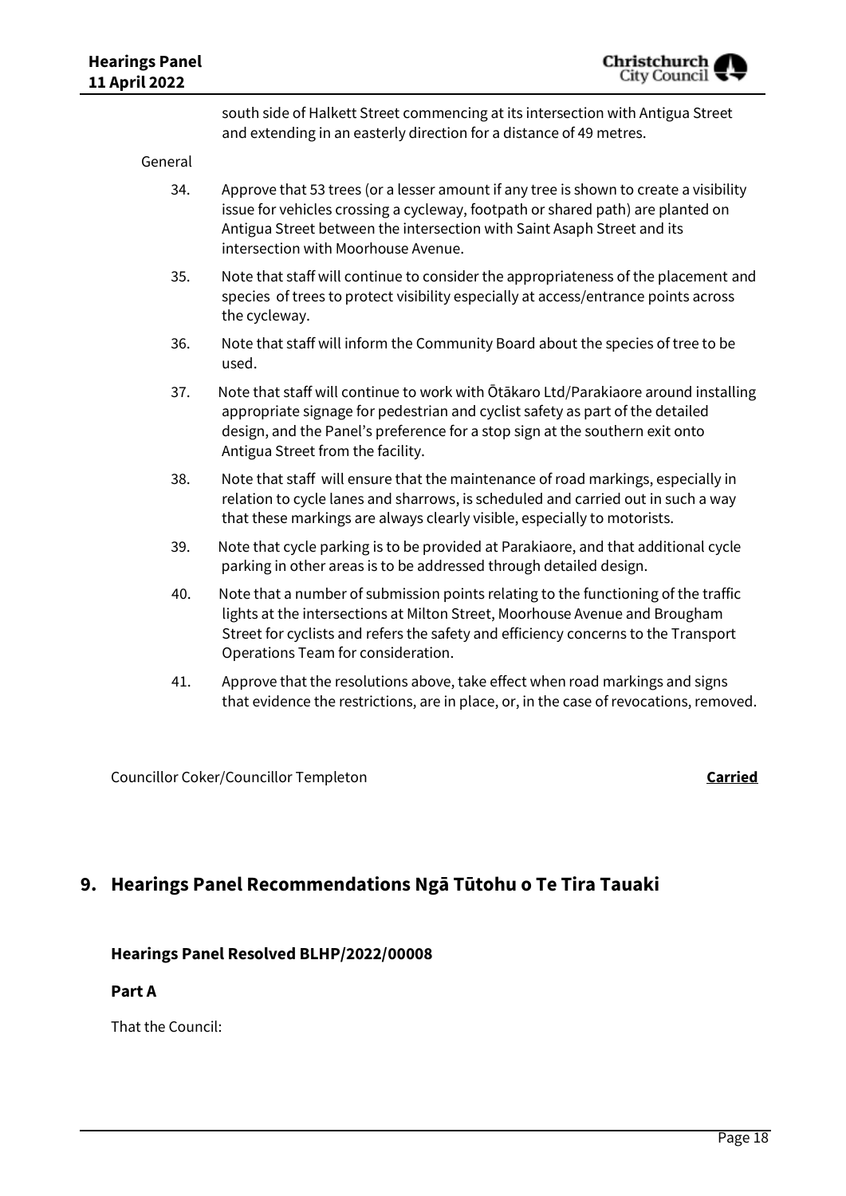south side of Halkett Street commencing at its intersection with Antigua Street and extending in an easterly direction for a distance of 49 metres.

General

34. Approve that 53 trees (or a lesser amount if any tree is shown to create a visibility issue for vehicles crossing a cycleway, footpath or shared path) are planted on Antigua Street between the intersection with Saint Asaph Street and its intersection with Moorhouse Avenue.

35. Note that staff will continue to consider the appropriateness of the placement and species of trees to protect visibility especially at access/entrance points across the cycleway.

36. Note that staff will inform the Community Board about the species of tree to be used.

37. Note that staff will continue to work with Ōtākaro Ltd/Parakiaore around installing appropriate signage for pedestrian and cyclist safety as part of the detailed design, and the Panel's preference for a stop sign at the southern exit onto Antigua Street from the facility.

38. Note that staff will ensure that the maintenance of road markings, especially in relation to cycle lanes and sharrows, is scheduled and carried out in such a way that these markings are always clearly visible, especially to motorists.

39. Note that cycle parking is to be provided at Parakiaore, and that additional cycle parking in other areas is to be addressed through detailed design.

40. Note that a number of submission points relating to the functioning of the traffic lights at the intersections at Milton Street, Moorhouse Avenue and Brougham Street for cyclists and refers the safety and efficiency concerns to the Transport Operations Team for consideration.

41. Approve that the resolutions above, take effect when road markings and signs that evidence the restrictions, are in place, or, in the case of revocations, removed.

Councillor Coker/Councillor Templeton **Carried**

## 9. Hearings Panel Recommendations Ngā Tūtohu o Te Tira Tauaki

### Hearings Panel Resolved BLHP/2022/00008

**Part A**

That the Council: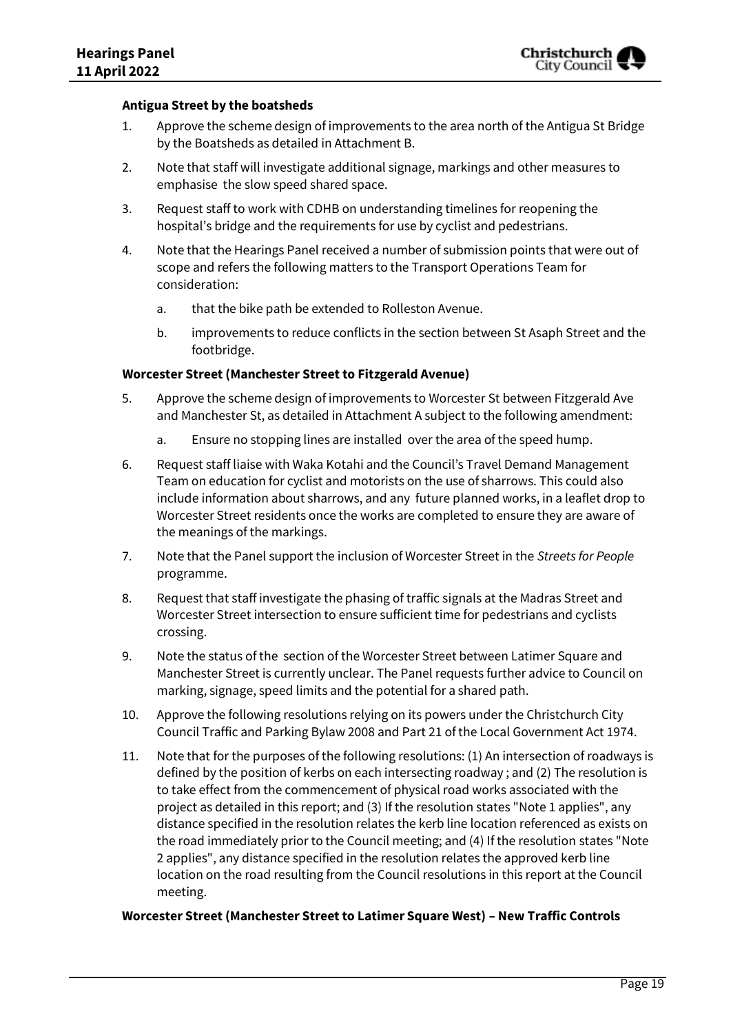**Antigua Street by the boatsheds**

1. Approve the scheme design of improvements to the area north of the Antigua St Bridge by the Boatsheds as detailed in Attachment B.
2. Note that staff will investigate additional signage, markings and other measures to emphasise the slow speed shared space.
3. Request staff to work with CDHB on understanding timelines for reopening the hospital's bridge and the requirements for use by cyclist and pedestrians.
4. Note that the Hearings Panel received a number of submission points that were out of scope and refers the following matters to the Transport Operations Team for consideration:
    a. that the bike path be extended to Rolleston Avenue.
    b. improvements to reduce conflicts in the section between St Asaph Street and the footbridge.

**Worcester Street (Manchester Street to Fitzgerald Avenue)**

5. Approve the scheme design of improvements to Worcester St between Fitzgerald Ave and Manchester St, as detailed in Attachment A subject to the following amendment:
    a. Ensure no stopping lines are installed over the area of the speed hump.
6. Request staff liaise with Waka Kotahi and the Council's Travel Demand Management Team on education for cyclist and motorists on the use of sharrows. This could also include information about sharrows, and any future planned works, in a leaflet drop to Worcester Street residents once the works are completed to ensure they are aware of the meanings of the markings.
7. Note that the Panel support the inclusion of Worcester Street in the *Streets for People* programme.
8. Request that staff investigate the phasing of traffic signals at the Madras Street and Worcester Street intersection to ensure sufficient time for pedestrians and cyclists crossing.
9. Note the status of the section of the Worcester Street between Latimer Square and Manchester Street is currently unclear. The Panel requests further advice to Council on marking, signage, speed limits and the potential for a shared path.
10. Approve the following resolutions relying on its powers under the Christchurch City Council Traffic and Parking Bylaw 2008 and Part 21 of the Local Government Act 1974.
11. Note that for the purposes of the following resolutions: (1) An intersection of roadways is defined by the position of kerbs on each intersecting roadway ; and (2) The resolution is to take effect from the commencement of physical road works associated with the project as detailed in this report; and (3) If the resolution states "Note 1 applies", any distance specified in the resolution relates the kerb line location referenced as exists on the road immediately prior to the Council meeting; and (4) If the resolution states "Note 2 applies", any distance specified in the resolution relates the approved kerb line location on the road resulting from the Council resolutions in this report at the Council meeting.

**Worcester Street (Manchester Street to Latimer Square West) – New Traffic Controls**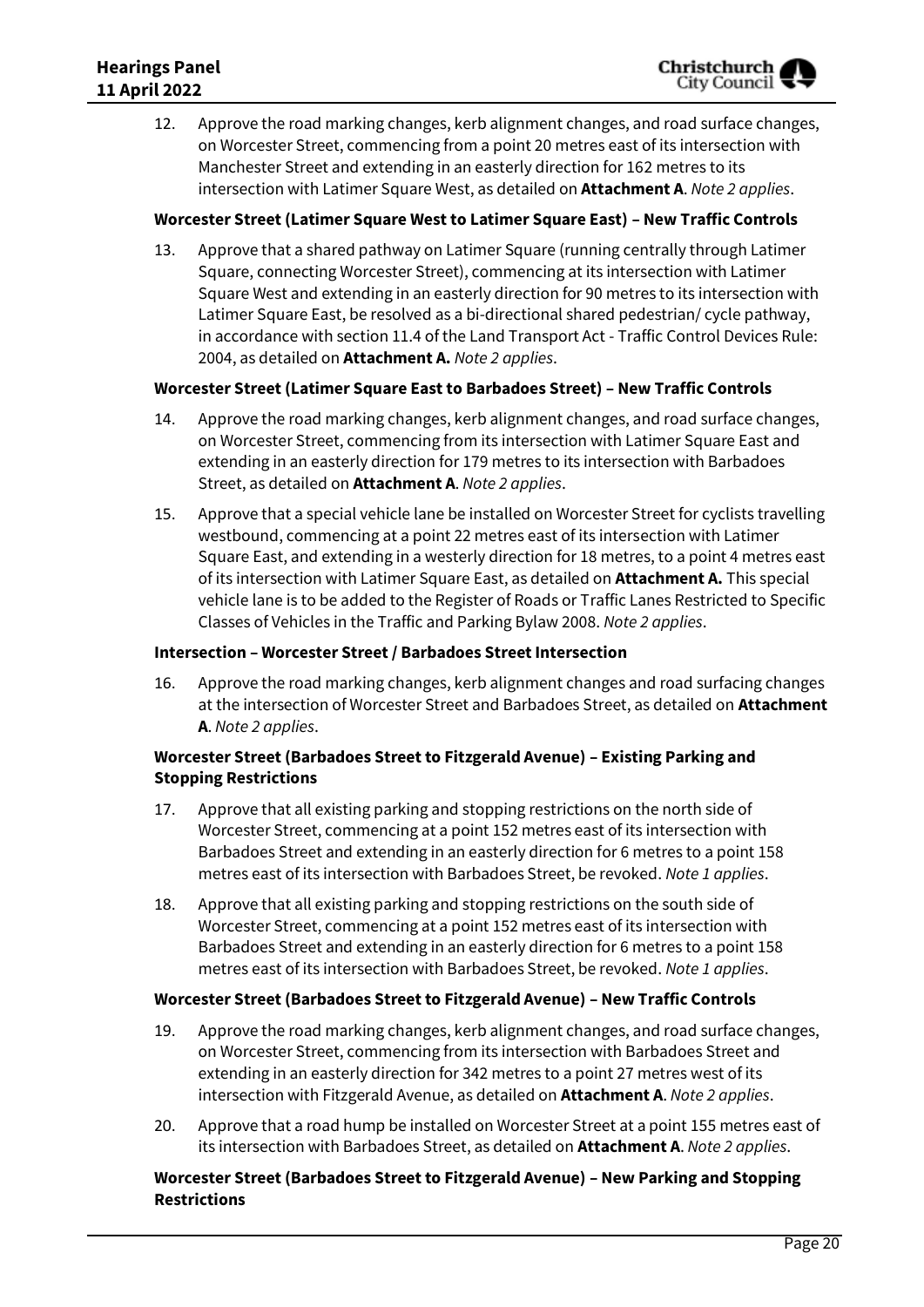12. Approve the road marking changes, kerb alignment changes, and road surface changes, on Worcester Street, commencing from a point 20 metres east of its intersection with Manchester Street and extending in an easterly direction for 162 metres to its intersection with Latimer Square West, as detailed on **Attachment A**. *Note 2 applies*.

**Worcester Street (Latimer Square West to Latimer Square East) – New Traffic Controls**

13. Approve that a shared pathway on Latimer Square (running centrally through Latimer Square, connecting Worcester Street), commencing at its intersection with Latimer Square West and extending in an easterly direction for 90 metres to its intersection with Latimer Square East, be resolved as a bi-directional shared pedestrian/ cycle pathway, in accordance with section 11.4 of the Land Transport Act - Traffic Control Devices Rule: 2004, as detailed on **Attachment A.** *Note 2 applies*.

**Worcester Street (Latimer Square East to Barbadoes Street) – New Traffic Controls**

14. Approve the road marking changes, kerb alignment changes, and road surface changes, on Worcester Street, commencing from its intersection with Latimer Square East and extending in an easterly direction for 179 metres to its intersection with Barbadoes Street, as detailed on **Attachment A**. *Note 2 applies*.

15. Approve that a special vehicle lane be installed on Worcester Street for cyclists travelling westbound, commencing at a point 22 metres east of its intersection with Latimer Square East, and extending in a westerly direction for 18 metres, to a point 4 metres east of its intersection with Latimer Square East, as detailed on **Attachment A.** This special vehicle lane is to be added to the Register of Roads or Traffic Lanes Restricted to Specific Classes of Vehicles in the Traffic and Parking Bylaw 2008. *Note 2 applies*.

**Intersection – Worcester Street / Barbadoes Street Intersection**

16. Approve the road marking changes, kerb alignment changes and road surfacing changes at the intersection of Worcester Street and Barbadoes Street, as detailed on **Attachment A**. *Note 2 applies*.

**Worcester Street (Barbadoes Street to Fitzgerald Avenue) – Existing Parking and Stopping Restrictions**

17. Approve that all existing parking and stopping restrictions on the north side of Worcester Street, commencing at a point 152 metres east of its intersection with Barbadoes Street and extending in an easterly direction for 6 metres to a point 158 metres east of its intersection with Barbadoes Street, be revoked. *Note 1 applies*.

18. Approve that all existing parking and stopping restrictions on the south side of Worcester Street, commencing at a point 152 metres east of its intersection with Barbadoes Street and extending in an easterly direction for 6 metres to a point 158 metres east of its intersection with Barbadoes Street, be revoked. *Note 1 applies*.

**Worcester Street (Barbadoes Street to Fitzgerald Avenue) – New Traffic Controls**

19. Approve the road marking changes, kerb alignment changes, and road surface changes, on Worcester Street, commencing from its intersection with Barbadoes Street and extending in an easterly direction for 342 metres to a point 27 metres west of its intersection with Fitzgerald Avenue, as detailed on **Attachment A**. *Note 2 applies*.

20. Approve that a road hump be installed on Worcester Street at a point 155 metres east of its intersection with Barbadoes Street, as detailed on **Attachment A**. *Note 2 applies*.

**Worcester Street (Barbadoes Street to Fitzgerald Avenue) – New Parking and Stopping Restrictions**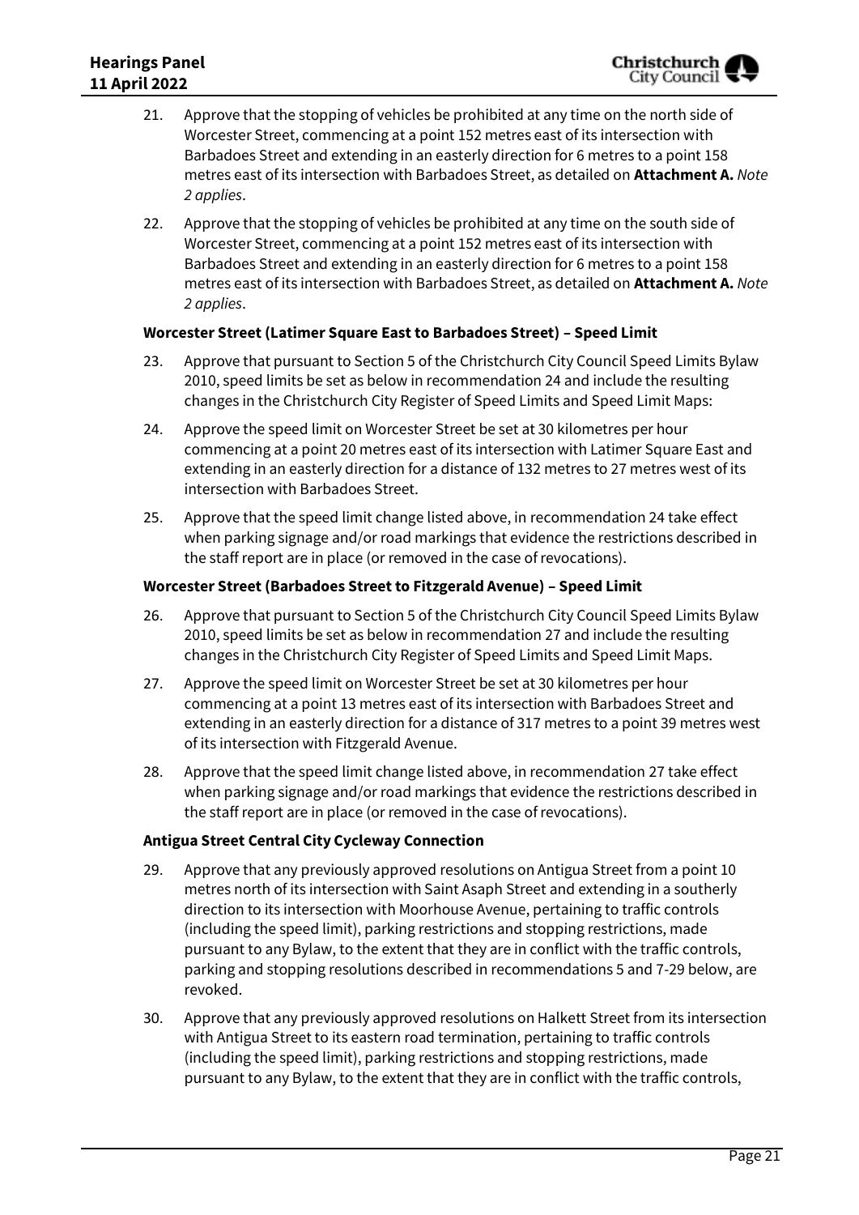21. Approve that the stopping of vehicles be prohibited at any time on the north side of Worcester Street, commencing at a point 152 metres east of its intersection with Barbadoes Street and extending in an easterly direction for 6 metres to a point 158 metres east of its intersection with Barbadoes Street, as detailed on **Attachment A.** *Note 2 applies*.

22. Approve that the stopping of vehicles be prohibited at any time on the south side of Worcester Street, commencing at a point 152 metres east of its intersection with Barbadoes Street and extending in an easterly direction for 6 metres to a point 158 metres east of its intersection with Barbadoes Street, as detailed on **Attachment A.** *Note 2 applies*.

**Worcester Street (Latimer Square East to Barbadoes Street) – Speed Limit**

23. Approve that pursuant to Section 5 of the Christchurch City Council Speed Limits Bylaw 2010, speed limits be set as below in recommendation 24 and include the resulting changes in the Christchurch City Register of Speed Limits and Speed Limit Maps:

24. Approve the speed limit on Worcester Street be set at 30 kilometres per hour commencing at a point 20 metres east of its intersection with Latimer Square East and extending in an easterly direction for a distance of 132 metres to 27 metres west of its intersection with Barbadoes Street.

25. Approve that the speed limit change listed above, in recommendation 24 take effect when parking signage and/or road markings that evidence the restrictions described in the staff report are in place (or removed in the case of revocations).

**Worcester Street (Barbadoes Street to Fitzgerald Avenue) – Speed Limit**

26. Approve that pursuant to Section 5 of the Christchurch City Council Speed Limits Bylaw 2010, speed limits be set as below in recommendation 27 and include the resulting changes in the Christchurch City Register of Speed Limits and Speed Limit Maps.

27. Approve the speed limit on Worcester Street be set at 30 kilometres per hour commencing at a point 13 metres east of its intersection with Barbadoes Street and extending in an easterly direction for a distance of 317 metres to a point 39 metres west of its intersection with Fitzgerald Avenue.

28. Approve that the speed limit change listed above, in recommendation 27 take effect when parking signage and/or road markings that evidence the restrictions described in the staff report are in place (or removed in the case of revocations).

**Antigua Street Central City Cycleway Connection**

29. Approve that any previously approved resolutions on Antigua Street from a point 10 metres north of its intersection with Saint Asaph Street and extending in a southerly direction to its intersection with Moorhouse Avenue, pertaining to traffic controls (including the speed limit), parking restrictions and stopping restrictions, made pursuant to any Bylaw, to the extent that they are in conflict with the traffic controls, parking and stopping resolutions described in recommendations 5 and 7-29 below, are revoked.

30. Approve that any previously approved resolutions on Halkett Street from its intersection with Antigua Street to its eastern road termination, pertaining to traffic controls (including the speed limit), parking restrictions and stopping restrictions, made pursuant to any Bylaw, to the extent that they are in conflict with the traffic controls,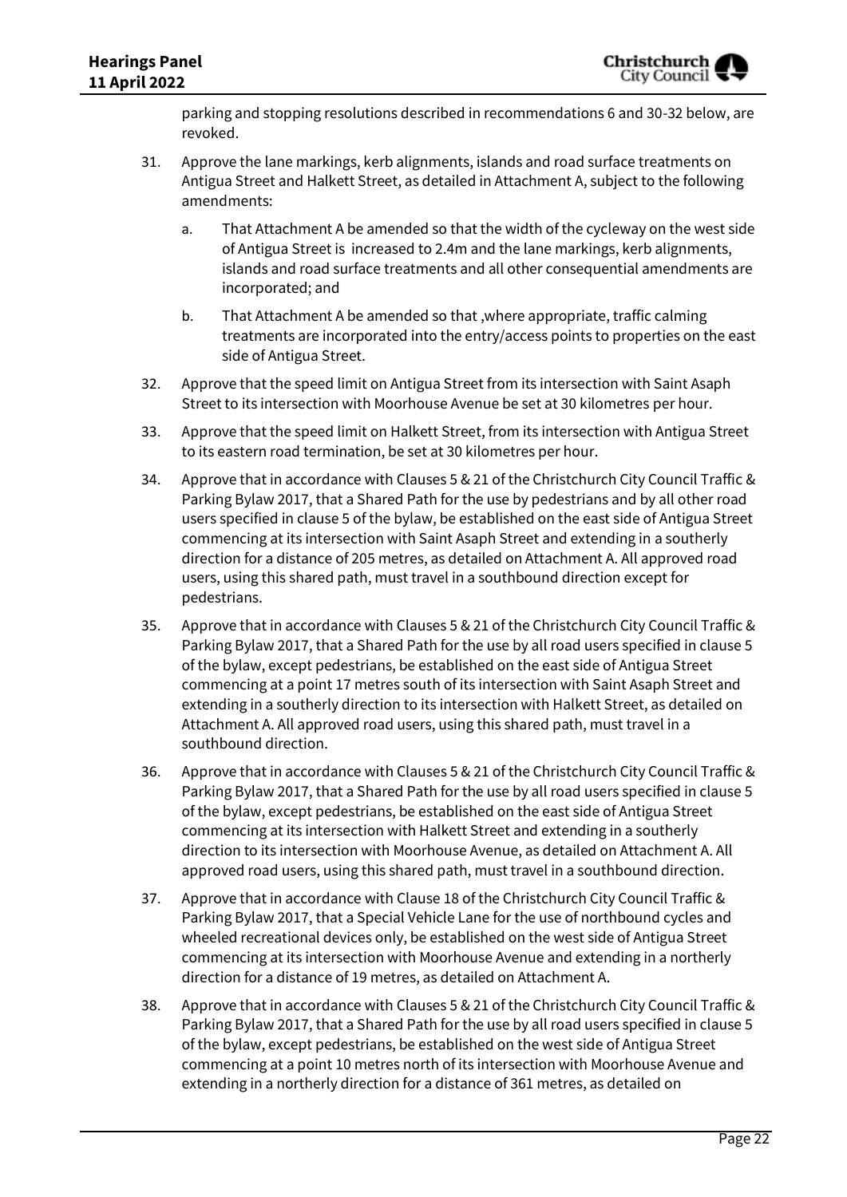parking and stopping resolutions described in recommendations 6 and 30-32 below, are revoked.

31. Approve the lane markings, kerb alignments, islands and road surface treatments on Antigua Street and Halkett Street, as detailed in Attachment A, subject to the following amendments:

    a. That Attachment A be amended so that the width of the cycleway on the west side of Antigua Street is increased to 2.4m and the lane markings, kerb alignments, islands and road surface treatments and all other consequential amendments are incorporated; and

    b. That Attachment A be amended so that ,where appropriate, traffic calming treatments are incorporated into the entry/access points to properties on the east side of Antigua Street.

32. Approve that the speed limit on Antigua Street from its intersection with Saint Asaph Street to its intersection with Moorhouse Avenue be set at 30 kilometres per hour.

33. Approve that the speed limit on Halkett Street, from its intersection with Antigua Street to its eastern road termination, be set at 30 kilometres per hour.

34. Approve that in accordance with Clauses 5 & 21 of the Christchurch City Council Traffic & Parking Bylaw 2017, that a Shared Path for the use by pedestrians and by all other road users specified in clause 5 of the bylaw, be established on the east side of Antigua Street commencing at its intersection with Saint Asaph Street and extending in a southerly direction for a distance of 205 metres, as detailed on Attachment A. All approved road users, using this shared path, must travel in a southbound direction except for pedestrians.

35. Approve that in accordance with Clauses 5 & 21 of the Christchurch City Council Traffic & Parking Bylaw 2017, that a Shared Path for the use by all road users specified in clause 5 of the bylaw, except pedestrians, be established on the east side of Antigua Street commencing at a point 17 metres south of its intersection with Saint Asaph Street and extending in a southerly direction to its intersection with Halkett Street, as detailed on Attachment A. All approved road users, using this shared path, must travel in a southbound direction.

36. Approve that in accordance with Clauses 5 & 21 of the Christchurch City Council Traffic & Parking Bylaw 2017, that a Shared Path for the use by all road users specified in clause 5 of the bylaw, except pedestrians, be established on the east side of Antigua Street commencing at its intersection with Halkett Street and extending in a southerly direction to its intersection with Moorhouse Avenue, as detailed on Attachment A. All approved road users, using this shared path, must travel in a southbound direction.

37. Approve that in accordance with Clause 18 of the Christchurch City Council Traffic & Parking Bylaw 2017, that a Special Vehicle Lane for the use of northbound cycles and wheeled recreational devices only, be established on the west side of Antigua Street commencing at its intersection with Moorhouse Avenue and extending in a northerly direction for a distance of 19 metres, as detailed on Attachment A.

38. Approve that in accordance with Clauses 5 & 21 of the Christchurch City Council Traffic & Parking Bylaw 2017, that a Shared Path for the use by all road users specified in clause 5 of the bylaw, except pedestrians, be established on the west side of Antigua Street commencing at a point 10 metres north of its intersection with Moorhouse Avenue and extending in a northerly direction for a distance of 361 metres, as detailed on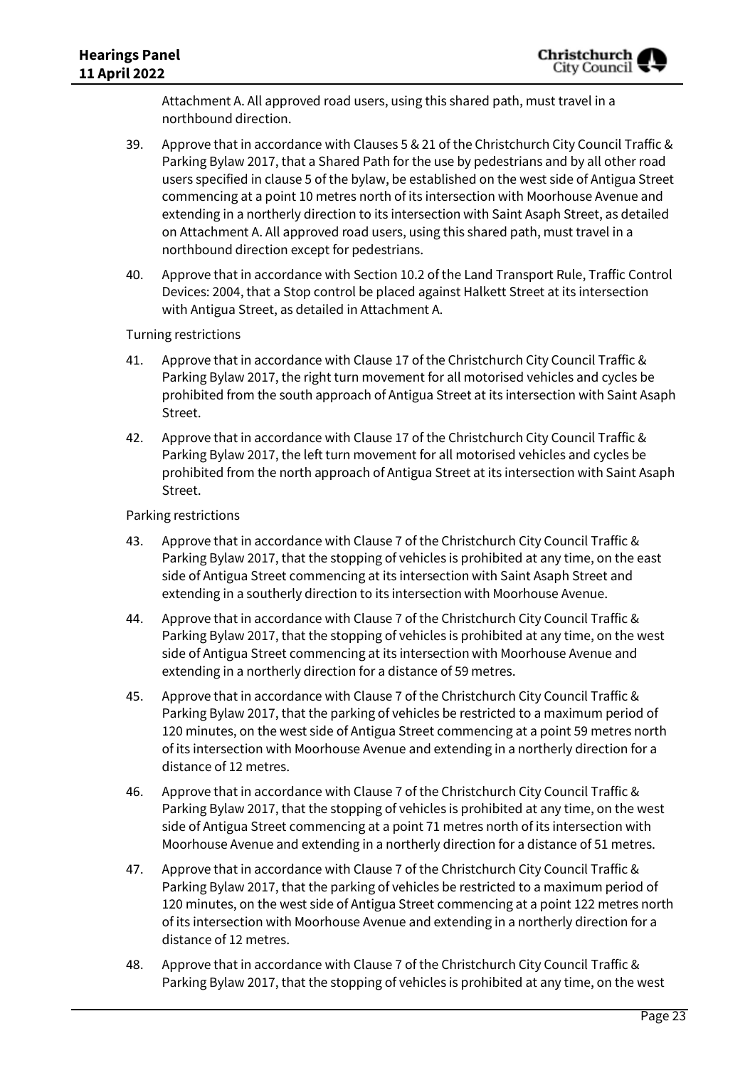Attachment A. All approved road users, using this shared path, must travel in a northbound direction.

39. Approve that in accordance with Clauses 5 & 21 of the Christchurch City Council Traffic & Parking Bylaw 2017, that a Shared Path for the use by pedestrians and by all other road users specified in clause 5 of the bylaw, be established on the west side of Antigua Street commencing at a point 10 metres north of its intersection with Moorhouse Avenue and extending in a northerly direction to its intersection with Saint Asaph Street, as detailed on Attachment A. All approved road users, using this shared path, must travel in a northbound direction except for pedestrians.

40. Approve that in accordance with Section 10.2 of the Land Transport Rule, Traffic Control Devices: 2004, that a Stop control be placed against Halkett Street at its intersection with Antigua Street, as detailed in Attachment A.

Turning restrictions

41. Approve that in accordance with Clause 17 of the Christchurch City Council Traffic & Parking Bylaw 2017, the right turn movement for all motorised vehicles and cycles be prohibited from the south approach of Antigua Street at its intersection with Saint Asaph Street.

42. Approve that in accordance with Clause 17 of the Christchurch City Council Traffic & Parking Bylaw 2017, the left turn movement for all motorised vehicles and cycles be prohibited from the north approach of Antigua Street at its intersection with Saint Asaph Street.

Parking restrictions

43. Approve that in accordance with Clause 7 of the Christchurch City Council Traffic & Parking Bylaw 2017, that the stopping of vehicles is prohibited at any time, on the east side of Antigua Street commencing at its intersection with Saint Asaph Street and extending in a southerly direction to its intersection with Moorhouse Avenue.

44. Approve that in accordance with Clause 7 of the Christchurch City Council Traffic & Parking Bylaw 2017, that the stopping of vehicles is prohibited at any time, on the west side of Antigua Street commencing at its intersection with Moorhouse Avenue and extending in a northerly direction for a distance of 59 metres.

45. Approve that in accordance with Clause 7 of the Christchurch City Council Traffic & Parking Bylaw 2017, that the parking of vehicles be restricted to a maximum period of 120 minutes, on the west side of Antigua Street commencing at a point 59 metres north of its intersection with Moorhouse Avenue and extending in a northerly direction for a distance of 12 metres.

46. Approve that in accordance with Clause 7 of the Christchurch City Council Traffic & Parking Bylaw 2017, that the stopping of vehicles is prohibited at any time, on the west side of Antigua Street commencing at a point 71 metres north of its intersection with Moorhouse Avenue and extending in a northerly direction for a distance of 51 metres.

47. Approve that in accordance with Clause 7 of the Christchurch City Council Traffic & Parking Bylaw 2017, that the parking of vehicles be restricted to a maximum period of 120 minutes, on the west side of Antigua Street commencing at a point 122 metres north of its intersection with Moorhouse Avenue and extending in a northerly direction for a distance of 12 metres.

48. Approve that in accordance with Clause 7 of the Christchurch City Council Traffic & Parking Bylaw 2017, that the stopping of vehicles is prohibited at any time, on the west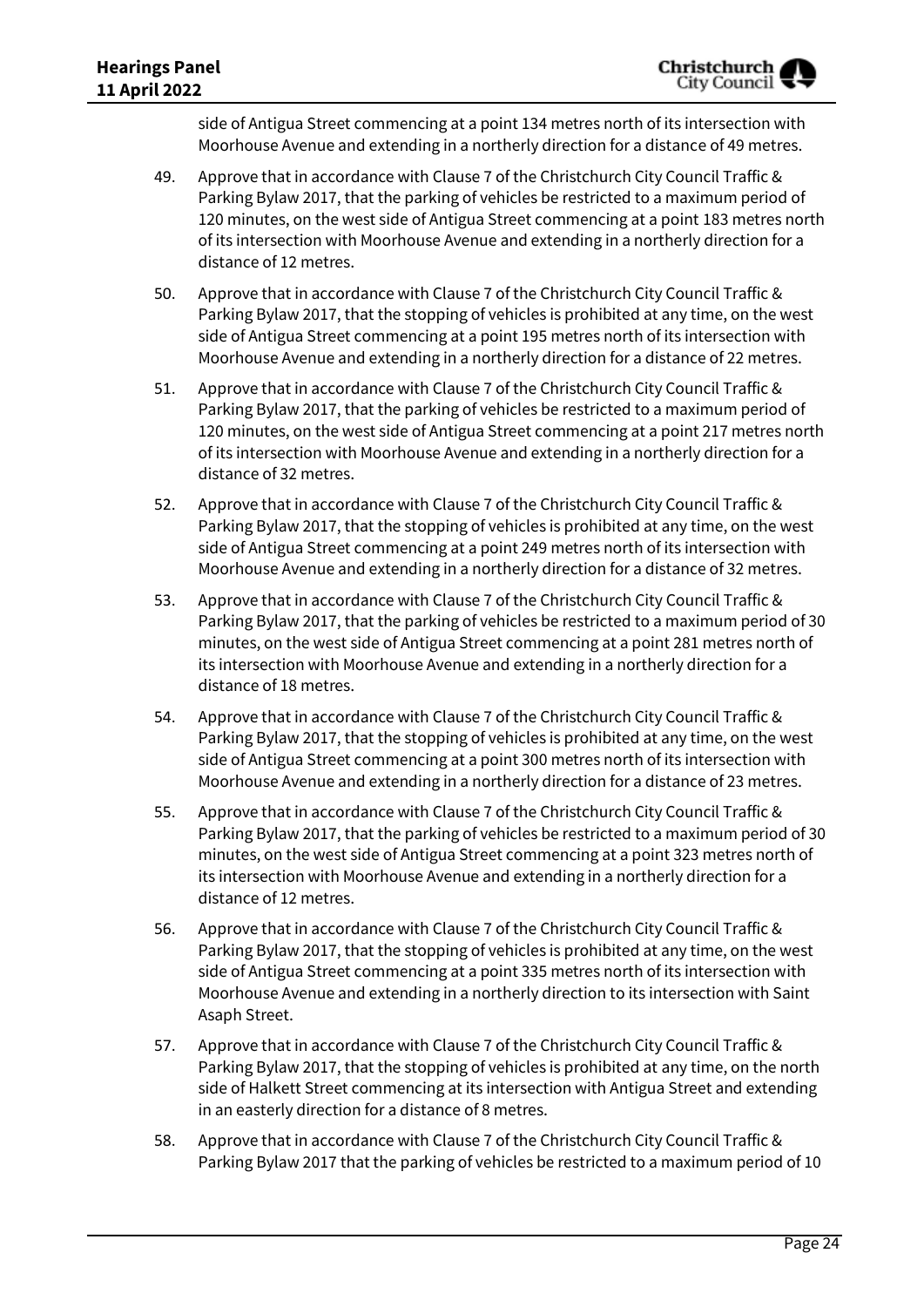side of Antigua Street commencing at a point 134 metres north of its intersection with Moorhouse Avenue and extending in a northerly direction for a distance of 49 metres.

49. Approve that in accordance with Clause 7 of the Christchurch City Council Traffic & Parking Bylaw 2017, that the parking of vehicles be restricted to a maximum period of 120 minutes, on the west side of Antigua Street commencing at a point 183 metres north of its intersection with Moorhouse Avenue and extending in a northerly direction for a distance of 12 metres.

50. Approve that in accordance with Clause 7 of the Christchurch City Council Traffic & Parking Bylaw 2017, that the stopping of vehicles is prohibited at any time, on the west side of Antigua Street commencing at a point 195 metres north of its intersection with Moorhouse Avenue and extending in a northerly direction for a distance of 22 metres.

51. Approve that in accordance with Clause 7 of the Christchurch City Council Traffic & Parking Bylaw 2017, that the parking of vehicles be restricted to a maximum period of 120 minutes, on the west side of Antigua Street commencing at a point 217 metres north of its intersection with Moorhouse Avenue and extending in a northerly direction for a distance of 32 metres.

52. Approve that in accordance with Clause 7 of the Christchurch City Council Traffic & Parking Bylaw 2017, that the stopping of vehicles is prohibited at any time, on the west side of Antigua Street commencing at a point 249 metres north of its intersection with Moorhouse Avenue and extending in a northerly direction for a distance of 32 metres.

53. Approve that in accordance with Clause 7 of the Christchurch City Council Traffic & Parking Bylaw 2017, that the parking of vehicles be restricted to a maximum period of 30 minutes, on the west side of Antigua Street commencing at a point 281 metres north of its intersection with Moorhouse Avenue and extending in a northerly direction for a distance of 18 metres.

54. Approve that in accordance with Clause 7 of the Christchurch City Council Traffic & Parking Bylaw 2017, that the stopping of vehicles is prohibited at any time, on the west side of Antigua Street commencing at a point 300 metres north of its intersection with Moorhouse Avenue and extending in a northerly direction for a distance of 23 metres.

55. Approve that in accordance with Clause 7 of the Christchurch City Council Traffic & Parking Bylaw 2017, that the parking of vehicles be restricted to a maximum period of 30 minutes, on the west side of Antigua Street commencing at a point 323 metres north of its intersection with Moorhouse Avenue and extending in a northerly direction for a distance of 12 metres.

56. Approve that in accordance with Clause 7 of the Christchurch City Council Traffic & Parking Bylaw 2017, that the stopping of vehicles is prohibited at any time, on the west side of Antigua Street commencing at a point 335 metres north of its intersection with Moorhouse Avenue and extending in a northerly direction to its intersection with Saint Asaph Street.

57. Approve that in accordance with Clause 7 of the Christchurch City Council Traffic & Parking Bylaw 2017, that the stopping of vehicles is prohibited at any time, on the north side of Halkett Street commencing at its intersection with Antigua Street and extending in an easterly direction for a distance of 8 metres.

58. Approve that in accordance with Clause 7 of the Christchurch City Council Traffic & Parking Bylaw 2017 that the parking of vehicles be restricted to a maximum period of 10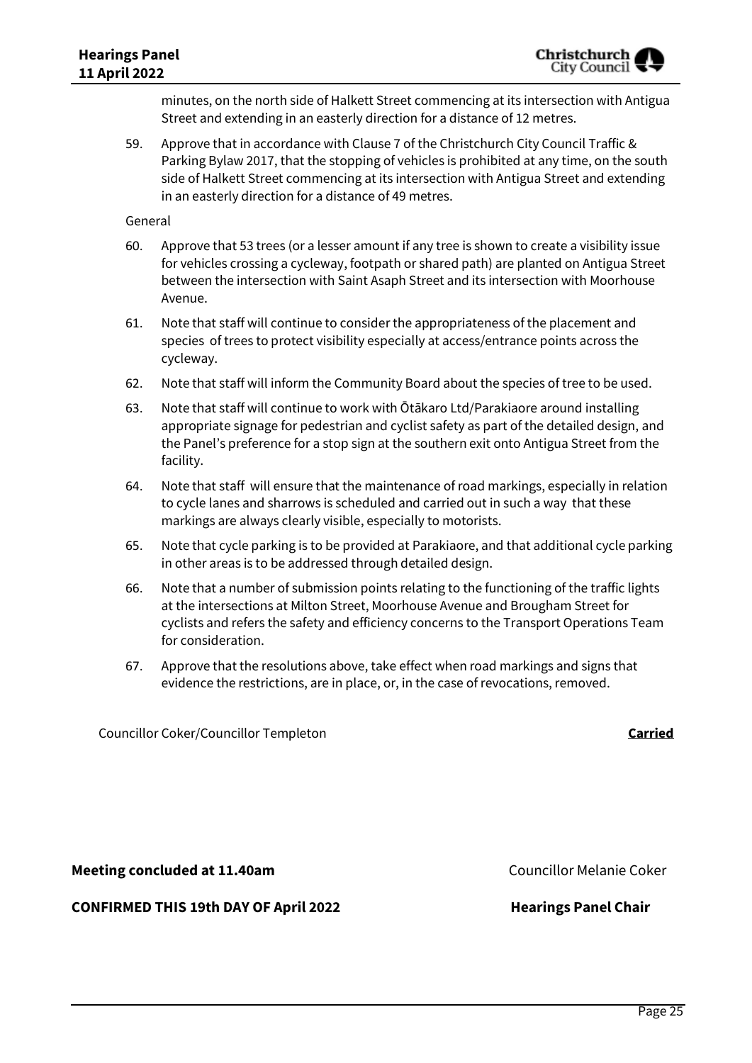minutes, on the north side of Halkett Street commencing at its intersection with Antigua Street and extending in an easterly direction for a distance of 12 metres.

59. Approve that in accordance with Clause 7 of the Christchurch City Council Traffic & Parking Bylaw 2017, that the stopping of vehicles is prohibited at any time, on the south side of Halkett Street commencing at its intersection with Antigua Street and extending in an easterly direction for a distance of 49 metres.

General

60. Approve that 53 trees (or a lesser amount if any tree is shown to create a visibility issue for vehicles crossing a cycleway, footpath or shared path) are planted on Antigua Street between the intersection with Saint Asaph Street and its intersection with Moorhouse Avenue.

61. Note that staff will continue to consider the appropriateness of the placement and species of trees to protect visibility especially at access/entrance points across the cycleway.

62. Note that staff will inform the Community Board about the species of tree to be used.

63. Note that staff will continue to work with Ōtākaro Ltd/Parakiaore around installing appropriate signage for pedestrian and cyclist safety as part of the detailed design, and the Panel's preference for a stop sign at the southern exit onto Antigua Street from the facility.

64. Note that staff will ensure that the maintenance of road markings, especially in relation to cycle lanes and sharrows is scheduled and carried out in such a way that these markings are always clearly visible, especially to motorists.

65. Note that cycle parking is to be provided at Parakiaore, and that additional cycle parking in other areas is to be addressed through detailed design.

66. Note that a number of submission points relating to the functioning of the traffic lights at the intersections at Milton Street, Moorhouse Avenue and Brougham Street for cyclists and refers the safety and efficiency concerns to the Transport Operations Team for consideration.

67. Approve that the resolutions above, take effect when road markings and signs that evidence the restrictions, are in place, or, in the case of revocations, removed.

Councillor Coker/Councillor Templeton **Carried**

**Meeting concluded at 11.40am**

**CONFIRMED THIS 19th DAY OF April 2022**

Councillor Melanie Coker

**Hearings Panel Chair**